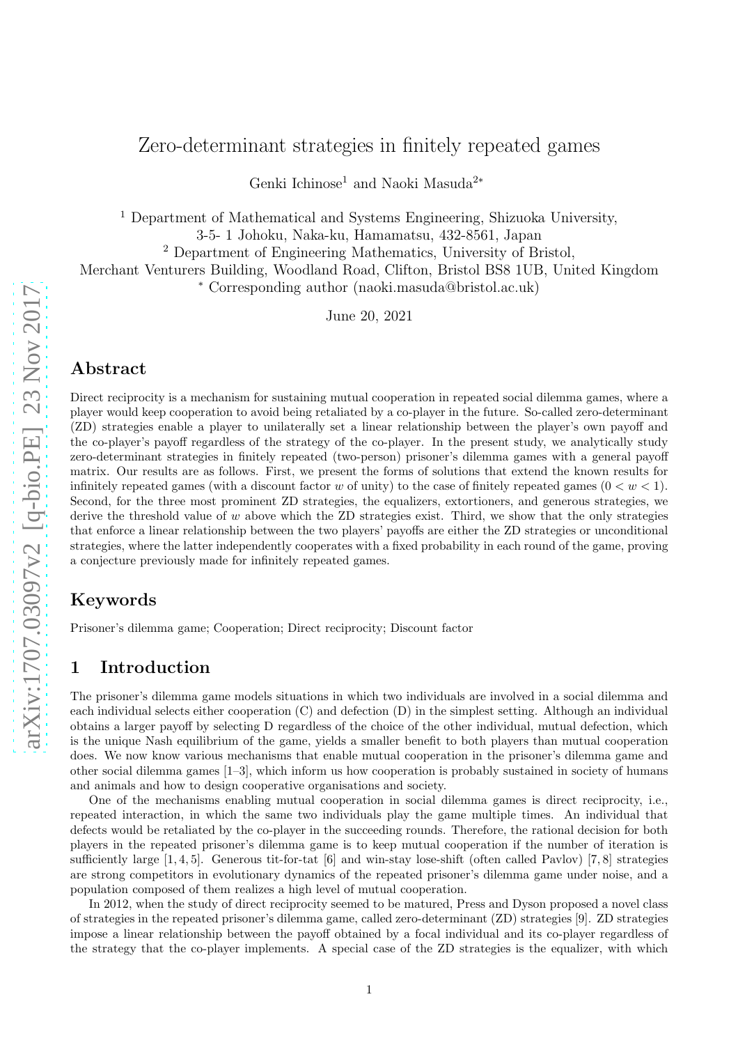# Zero-determinant strategies in finitely repeated games

Genki Ichinose[1] and Naoki Masuda[2*]

[1] Department of Mathematical and Systems Engineering, Shizuoka University, 3-5- 1 Johoku, Naka-ku, Hamamatsu, 432-8561, Japan

[2] Department of Engineering Mathematics, University of Bristol, Merchant Venturers Building, Woodland Road, Clifton, Bristol BS8 1UB, United Kingdom

[*] Corresponding author (naoki.masuda@bristol.ac.uk)

June 20, 2021

## Abstract

Direct reciprocity is a mechanism for sustaining mutual cooperation in repeated social dilemma games, where a player would keep cooperation to avoid being retaliated by a co-player in the future. So-called zero-determinant (ZD) strategies enable a player to unilaterally set a linear relationship between the player's own payoff and the co-player's payoff regardless of the strategy of the co-player. In the present study, we analytically study zero-determinant strategies in finitely repeated (two-person) prisoner's dilemma games with a general payoff matrix. Our results are as follows. First, we present the forms of solutions that extend the known results for infinitely repeated games (with a discount factor $w$ of unity) to the case of finitely repeated games ($0 < w < 1$). Second, for the three most prominent ZD strategies, the equalizers, extortioners, and generous strategies, we derive the threshold value of $w$ above which the ZD strategies exist. Third, we show that the only strategies that enforce a linear relationship between the two players' payoffs are either the ZD strategies or unconditional strategies, where the latter independently cooperates with a fixed probability in each round of the game, proving a conjecture previously made for infinitely repeated games.

## Keywords

Prisoner's dilemma game; Cooperation; Direct reciprocity; Discount factor

## 1 Introduction

The prisoner's dilemma game models situations in which two individuals are involved in a social dilemma and each individual selects either cooperation (C) and defection (D) in the simplest setting. Although an individual obtains a larger payoff by selecting D regardless of the choice of the other individual, mutual defection, which is the unique Nash equilibrium of the game, yields a smaller benefit to both players than mutual cooperation does. We now know various mechanisms that enable mutual cooperation in the prisoner's dilemma game and other social dilemma games [1–3], which inform us how cooperation is probably sustained in society of humans and animals and how to design cooperative organisations and society.

One of the mechanisms enabling mutual cooperation in social dilemma games is direct reciprocity, i.e., repeated interaction, in which the same two individuals play the game multiple times. An individual that defects would be retaliated by the co-player in the succeeding rounds. Therefore, the rational decision for both players in the repeated prisoner's dilemma game is to keep mutual cooperation if the number of iteration is sufficiently large [1, 4, 5]. Generous tit-for-tat [6] and win-stay lose-shift (often called Pavlov) [7, 8] strategies are strong competitors in evolutionary dynamics of the repeated prisoner's dilemma game under noise, and a population composed of them realizes a high level of mutual cooperation.

In 2012, when the study of direct reciprocity seemed to be matured, Press and Dyson proposed a novel class of strategies in the repeated prisoner's dilemma game, called zero-determinant (ZD) strategies [9]. ZD strategies impose a linear relationship between the payoff obtained by a focal individual and its co-player regardless of the strategy that the co-player implements. A special case of the ZD strategies is the equalizer, with which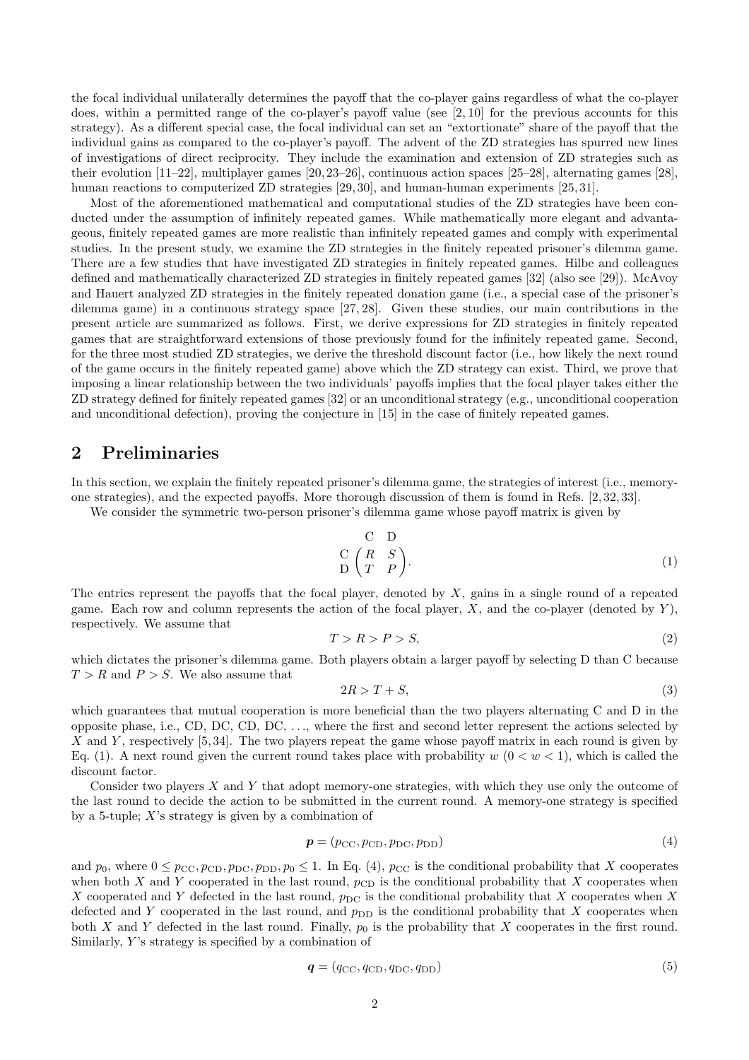the focal individual unilaterally determines the payoff that the co-player gains regardless of what the co-player does, within a permitted range of the co-player's payoff value (see [2, 10] for the previous accounts for this strategy). As a different special case, the focal individual can set an "extortionate" share of the payoff that the individual gains as compared to the co-player's payoff. The advent of the ZD strategies has spurred new lines of investigations of direct reciprocity. They include the examination and extension of ZD strategies such as their evolution [11–22], multiplayer games [20, 23–26], continuous action spaces [25–28], alternating games [28], human reactions to computerized ZD strategies [29, 30], and human-human experiments [25, 31].

Most of the aforementioned mathematical and computational studies of the ZD strategies have been conducted under the assumption of infinitely repeated games. While mathematically more elegant and advantageous, finitely repeated games are more realistic than infinitely repeated games and comply with experimental studies. In the present study, we examine the ZD strategies in the finitely repeated prisoner's dilemma game. There are a few studies that have investigated ZD strategies in finitely repeated games. Hilbe and colleagues defined and mathematically characterized ZD strategies in finitely repeated games [32] (also see [29]). McAvoy and Hauert analyzed ZD strategies in the finitely repeated donation game (i.e., a special case of the prisoner's dilemma game) in a continuous strategy space [27, 28]. Given these studies, our main contributions in the present article are summarized as follows. First, we derive expressions for ZD strategies in finitely repeated games that are straightforward extensions of those previously found for the infinitely repeated game. Second, for the three most studied ZD strategies, we derive the threshold discount factor (i.e., how likely the next round of the game occurs in the finitely repeated game) above which the ZD strategy can exist. Third, we prove that imposing a linear relationship between the two individuals' payoffs implies that the focal player takes either the ZD strategy defined for finitely repeated games [32] or an unconditional strategy (e.g., unconditional cooperation and unconditional defection), proving the conjecture in [15] in the case of finitely repeated games.

## 2 Preliminaries

In this section, we explain the finitely repeated prisoner's dilemma game, the strategies of interest (i.e., memory-one strategies), and the expected payoffs. More thorough discussion of them is found in Refs. [2, 32, 33].

We consider the symmetric two-person prisoner's dilemma game whose payoff matrix is given by

$$\begin{array}{c} \\ \text{C} \\ \text{D} \end{array} \begin{array}{c} \text{C} \quad \text{D} \\ \begin{pmatrix} R & S \\ T & P \end{pmatrix} \end{array}. \tag{1}$$

The entries represent the payoffs that the focal player, denoted by $X$, gains in a single round of a repeated game. Each row and column represents the action of the focal player, $X$, and the co-player (denoted by $Y$), respectively. We assume that

$$T > R > P > S, \tag{2}$$

which dictates the prisoner's dilemma game. Both players obtain a larger payoff by selecting D than C because $T > R$ and $P > S$. We also assume that

$$2R > T + S, \tag{3}$$

which guarantees that mutual cooperation is more beneficial than the two players alternating C and D in the opposite phase, i.e., CD, DC, CD, DC, ..., where the first and second letter represent the actions selected by $X$ and $Y$, respectively [5, 34]. The two players repeat the game whose payoff matrix in each round is given by Eq. (1). A next round given the current round takes place with probability $w$ ($0 < w < 1$), which is called the discount factor.

Consider two players $X$ and $Y$ that adopt memory-one strategies, with which they use only the outcome of the last round to decide the action to be submitted in the current round. A memory-one strategy is specified by a 5-tuple; $X$'s strategy is given by a combination of

$$\boldsymbol{p} = (p_{\text{CC}}, p_{\text{CD}}, p_{\text{DC}}, p_{\text{DD}}) \tag{4}$$

and $p_0$, where $0 \leq p_{\text{CC}}, p_{\text{CD}}, p_{\text{DC}}, p_{\text{DD}}, p_0 \leq 1$. In Eq. (4), $p_{\text{CC}}$ is the conditional probability that $X$ cooperates when both $X$ and $Y$ cooperated in the last round, $p_{\text{CD}}$ is the conditional probability that $X$ cooperates when $X$ cooperated and $Y$ defected in the last round, $p_{\text{DC}}$ is the conditional probability that $X$ cooperates when $X$ defected and $Y$ cooperated in the last round, and $p_{\text{DD}}$ is the conditional probability that $X$ cooperates when both $X$ and $Y$ defected in the last round. Finally, $p_0$ is the probability that $X$ cooperates in the first round. Similarly, $Y$'s strategy is specified by a combination of

$$\boldsymbol{q} = (q_{\text{CC}}, q_{\text{CD}}, q_{\text{DC}}, q_{\text{DD}}) \tag{5}$$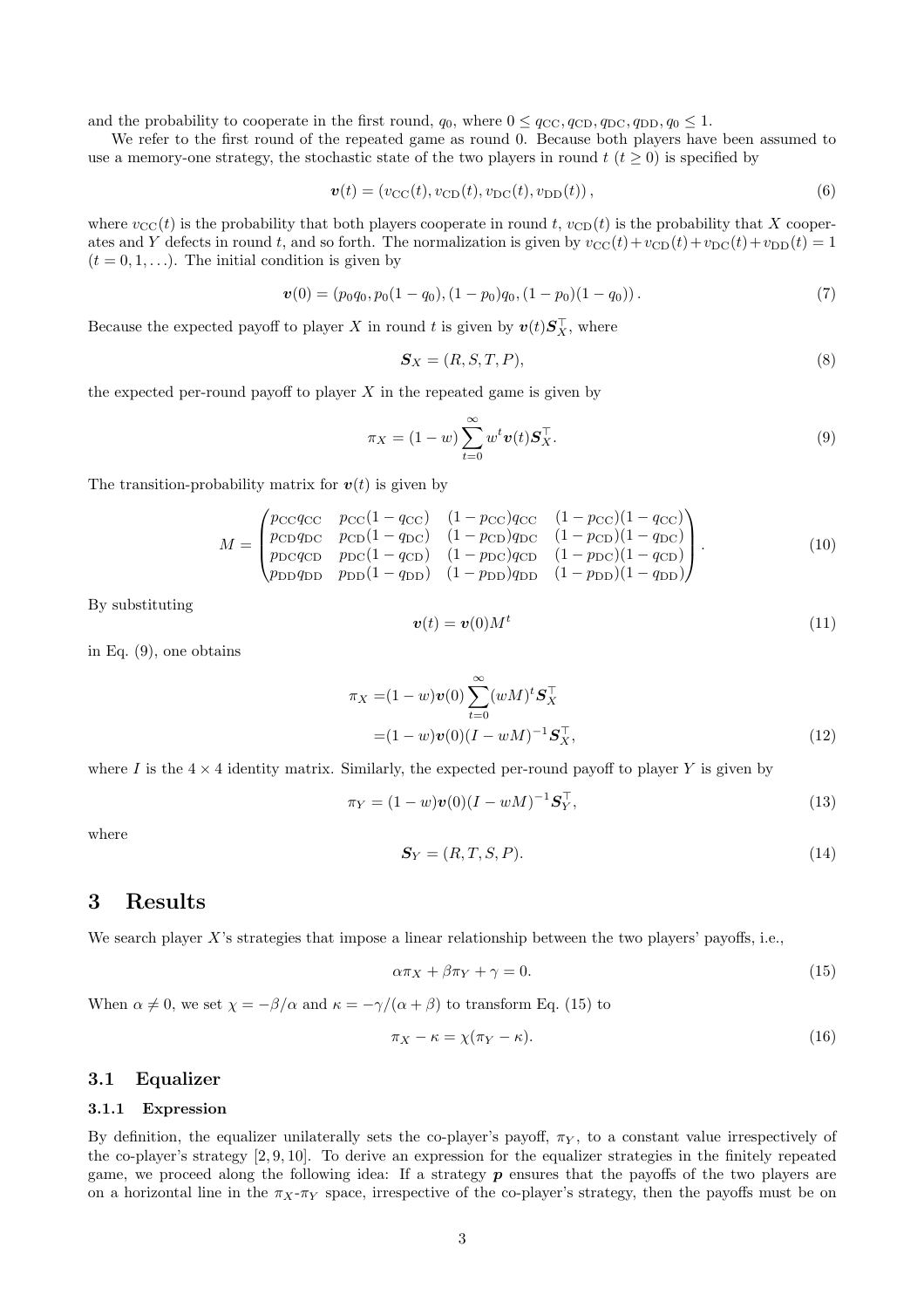and the probability to cooperate in the first round, $q_0$, where $0 \le q_{\rm CC}, q_{\rm CD}, q_{\rm DC}, q_{\rm DD}, q_0 \le 1$.

We refer to the first round of the repeated game as round 0. Because both players have been assumed to use a memory-one strategy, the stochastic state of the two players in round $t$ ($t \ge 0$) is specified by

$$\boldsymbol{v}(t) = (v_{\rm CC}(t), v_{\rm CD}(t), v_{\rm DC}(t), v_{\rm DD}(t)), \tag{6}$$

where $v_{\rm CC}(t)$ is the probability that both players cooperate in round $t$, $v_{\rm CD}(t)$ is the probability that $X$ cooperates and $Y$ defects in round $t$, and so forth. The normalization is given by $v_{\rm CC}(t) + v_{\rm CD}(t) + v_{\rm DC}(t) + v_{\rm DD}(t) = 1$ ($t = 0, 1, \ldots$). The initial condition is given by

$$\boldsymbol{v}(0) = (p_0 q_0, p_0(1-q_0), (1-p_0)q_0, (1-p_0)(1-q_0)). \tag{7}$$

Because the expected payoff to player $X$ in round $t$ is given by $\boldsymbol{v}(t)\boldsymbol{S}_X^\top$, where

$$\boldsymbol{S}_X = (R, S, T, P), \tag{8}$$

the expected per-round payoff to player $X$ in the repeated game is given by

$$\pi_X = (1-w)\sum_{t=0}^{\infty} w^t \boldsymbol{v}(t)\boldsymbol{S}_X^\top. \tag{9}$$

The transition-probability matrix for $\boldsymbol{v}(t)$ is given by

$$M = \begin{pmatrix} p_{\rm CC}q_{\rm CC} & p_{\rm CC}(1-q_{\rm CC}) & (1-p_{\rm CC})q_{\rm CC} & (1-p_{\rm CC})(1-q_{\rm CC}) \\ p_{\rm CD}q_{\rm DC} & p_{\rm CD}(1-q_{\rm DC}) & (1-p_{\rm CD})q_{\rm DC} & (1-p_{\rm CD})(1-q_{\rm DC}) \\ p_{\rm DC}q_{\rm CD} & p_{\rm DC}(1-q_{\rm CD}) & (1-p_{\rm DC})q_{\rm CD} & (1-p_{\rm DC})(1-q_{\rm CD}) \\ p_{\rm DD}q_{\rm DD} & p_{\rm DD}(1-q_{\rm DD}) & (1-p_{\rm DD})q_{\rm DD} & (1-p_{\rm DD})(1-q_{\rm DD}) \end{pmatrix}. \tag{10}$$

By substituting

$$\boldsymbol{v}(t) = \boldsymbol{v}(0)M^t \tag{11}$$

in Eq. (9), one obtains

$$\begin{aligned} \pi_X =& (1-w)\boldsymbol{v}(0)\sum_{t=0}^{\infty}(wM)^t \boldsymbol{S}_X^\top \\ =& (1-w)\boldsymbol{v}(0)(I - wM)^{-1}\boldsymbol{S}_X^\top, \end{aligned} \tag{12}$$

where $I$ is the $4 \times 4$ identity matrix. Similarly, the expected per-round payoff to player $Y$ is given by

$$\pi_Y = (1-w)\boldsymbol{v}(0)(I - wM)^{-1}\boldsymbol{S}_Y^\top, \tag{13}$$

where

$$\boldsymbol{S}_Y = (R, T, S, P). \tag{14}$$

## 3 Results

We search player $X$'s strategies that impose a linear relationship between the two players' payoffs, i.e.,

$$\alpha\pi_X + \beta\pi_Y + \gamma = 0. \tag{15}$$

When $\alpha \neq 0$, we set $\chi = -\beta/\alpha$ and $\kappa = -\gamma/(\alpha + \beta)$ to transform Eq. (15) to

$$\pi_X - \kappa = \chi(\pi_Y - \kappa). \tag{16}$$

### 3.1 Equalizer

#### 3.1.1 Expression

By definition, the equalizer unilaterally sets the co-player's payoff, $\pi_Y$, to a constant value irrespectively of the co-player's strategy [2, 9, 10]. To derive an expression for the equalizer strategies in the finitely repeated game, we proceed along the following idea: If a strategy $\boldsymbol{p}$ ensures that the payoffs of the two players are on a horizontal line in the $\pi_X$-$\pi_Y$ space, irrespective of the co-player's strategy, then the payoffs must be on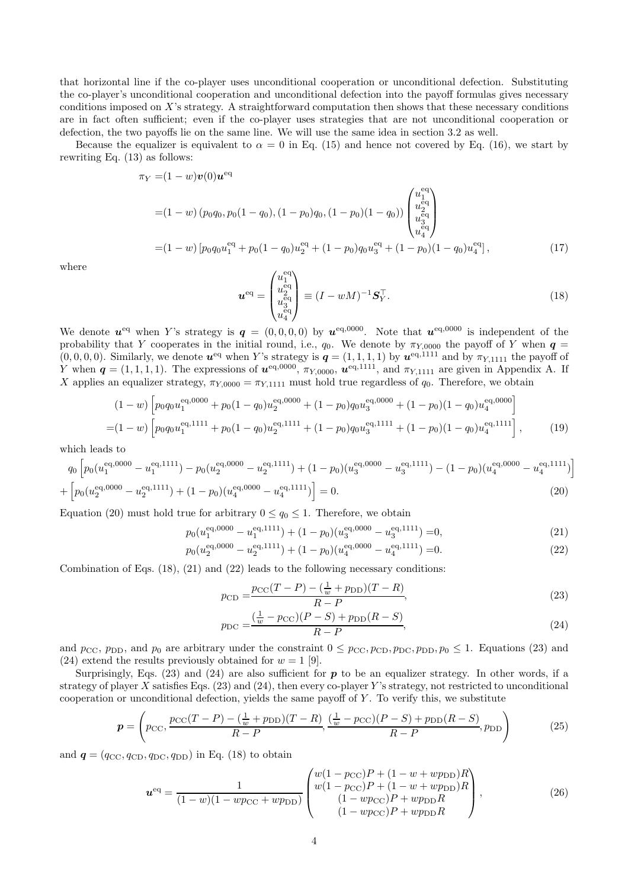that horizontal line if the co-player uses unconditional cooperation or unconditional defection. Substituting the co-player's unconditional cooperation and unconditional defection into the payoff formulas gives necessary conditions imposed on $X$'s strategy. A straightforward computation then shows that these necessary conditions are in fact often sufficient; even if the co-player uses strategies that are not unconditional cooperation or defection, the two payoffs lie on the same line. We will use the same idea in section 3.2 as well.

Because the equalizer is equivalent to $\alpha = 0$ in Eq. (15) and hence not covered by Eq. (16), we start by rewriting Eq. (13) as follows:

$$
\begin{aligned}
\pi_Y =& (1-w)\boldsymbol{v}(0)\boldsymbol{u}^{\text{eq}} \\
=& (1-w)\left(p_0 q_0, p_0(1-q_0), (1-p_0)q_0, (1-p_0)(1-q_0)\right)\begin{pmatrix} u_1^{\text{eq}} \\ u_2^{\text{eq}} \\ u_3^{\text{eq}} \\ u_4^{\text{eq}} \end{pmatrix} \\
=& (1-w)\left[p_0 q_0 u_1^{\text{eq}} + p_0(1-q_0)u_2^{\text{eq}} + (1-p_0)q_0 u_3^{\text{eq}} + (1-p_0)(1-q_0)u_4^{\text{eq}}\right],
\end{aligned} \tag{17}
$$

where

$$
\boldsymbol{u}^{\text{eq}} = \begin{pmatrix} u_1^{\text{eq}} \\ u_2^{\text{eq}} \\ u_3^{\text{eq}} \\ u_4^{\text{eq}} \end{pmatrix} \equiv (I - wM)^{-1}\boldsymbol{S}_Y^{\top}. \tag{18}
$$

We denote $\boldsymbol{u}^{\text{eq}}$ when $Y$'s strategy is $\boldsymbol{q} = (0,0,0,0)$ by $\boldsymbol{u}^{\text{eq},0000}$. Note that $\boldsymbol{u}^{\text{eq},0000}$ is independent of the probability that $Y$ cooperates in the initial round, i.e., $q_0$. We denote by $\pi_{Y,0000}$ the payoff of $Y$ when $\boldsymbol{q} = (0,0,0,0)$. Similarly, we denote $\boldsymbol{u}^{\text{eq}}$ when $Y$'s strategy is $\boldsymbol{q} = (1,1,1,1)$ by $\boldsymbol{u}^{\text{eq},1111}$ and by $\pi_{Y,1111}$ the payoff of $Y$ when $\boldsymbol{q} = (1,1,1,1)$. The expressions of $\boldsymbol{u}^{\text{eq},0000}$, $\pi_{Y,0000}$, $\boldsymbol{u}^{\text{eq},1111}$, and $\pi_{Y,1111}$ are given in Appendix A. If $X$ applies an equalizer strategy, $\pi_{Y,0000} = \pi_{Y,1111}$ must hold true regardless of $q_0$. Therefore, we obtain

$$
\begin{aligned}
&(1-w)\left[p_0 q_0 u_1^{\text{eq},0000} + p_0(1-q_0)u_2^{\text{eq},0000} + (1-p_0)q_0 u_3^{\text{eq},0000} + (1-p_0)(1-q_0)u_4^{\text{eq},0000}\right] \\
=& (1-w)\left[p_0 q_0 u_1^{\text{eq},1111} + p_0(1-q_0)u_2^{\text{eq},1111} + (1-p_0)q_0 u_3^{\text{eq},1111} + (1-p_0)(1-q_0)u_4^{\text{eq},1111}\right],
\end{aligned} \tag{19}
$$

which leads to

$$
\begin{aligned}
&q_0\left[p_0(u_1^{\text{eq},0000} - u_1^{\text{eq},1111}) - p_0(u_2^{\text{eq},0000} - u_2^{\text{eq},1111}) + (1-p_0)(u_3^{\text{eq},0000} - u_3^{\text{eq},1111}) - (1-p_0)(u_4^{\text{eq},0000} - u_4^{\text{eq},1111})\right] \\
&+ \left[p_0(u_2^{\text{eq},0000} - u_2^{\text{eq},1111}) + (1-p_0)(u_4^{\text{eq},0000} - u_4^{\text{eq},1111})\right] = 0.
\end{aligned} \tag{20}
$$

Equation (20) must hold true for arbitrary $0 \le q_0 \le 1$. Therefore, we obtain

$$
p_0(u_1^{\text{eq},0000} - u_1^{\text{eq},1111}) + (1-p_0)(u_3^{\text{eq},0000} - u_3^{\text{eq},1111}) = 0, \tag{21}
$$

$$
p_0(u_2^{\text{eq},0000} - u_2^{\text{eq},1111}) + (1-p_0)(u_4^{\text{eq},0000} - u_4^{\text{eq},1111}) = 0. \tag{22}
$$

Combination of Eqs. (18), (21) and (22) leads to the following necessary conditions:

$$
p_{\text{CD}} = \frac{p_{\text{CC}}(T-P) - (\frac{1}{w} + p_{\text{DD}})(T-R)}{R-P}, \tag{23}
$$

$$
p_{\text{DC}} = \frac{(\frac{1}{w} - p_{\text{CC}})(P-S) + p_{\text{DD}}(R-S)}{R-P}, \tag{24}
$$

and $p_{\text{CC}}$, $p_{\text{DD}}$, and $p_0$ are arbitrary under the constraint $0 \le p_{\text{CC}}, p_{\text{CD}}, p_{\text{DC}}, p_{\text{DD}}, p_0 \le 1$. Equations (23) and (24) extend the results previously obtained for $w = 1$ [9].

Surprisingly, Eqs. (23) and (24) are also sufficient for $\boldsymbol{p}$ to be an equalizer strategy. In other words, if a strategy of player $X$ satisfies Eqs. (23) and (24), then every co-player $Y$'s strategy, not restricted to unconditional cooperation or unconditional defection, yields the same payoff of $Y$. To verify this, we substitute

$$
\boldsymbol{p} = \left(p_{\text{CC}}, \frac{p_{\text{CC}}(T-P) - (\frac{1}{w} + p_{\text{DD}})(T-R)}{R-P}, \frac{(\frac{1}{w} - p_{\text{CC}})(P-S) + p_{\text{DD}}(R-S)}{R-P}, p_{\text{DD}}\right) \tag{25}
$$

and $\boldsymbol{q} = (q_{\text{CC}}, q_{\text{CD}}, q_{\text{DC}}, q_{\text{DD}})$ in Eq. (18) to obtain

$$
\boldsymbol{u}^{\text{eq}} = \frac{1}{(1-w)(1 - wp_{\text{CC}} + wp_{\text{DD}})}\begin{pmatrix} w(1-p_{\text{CC}})P + (1-w+wp_{\text{DD}})R \\ w(1-p_{\text{CC}})P + (1-w+wp_{\text{DD}})R \\ (1-wp_{\text{CC}})P + wp_{\text{DD}}R \\ (1-wp_{\text{CC}})P + wp_{\text{DD}}R \end{pmatrix}, \tag{26}
$$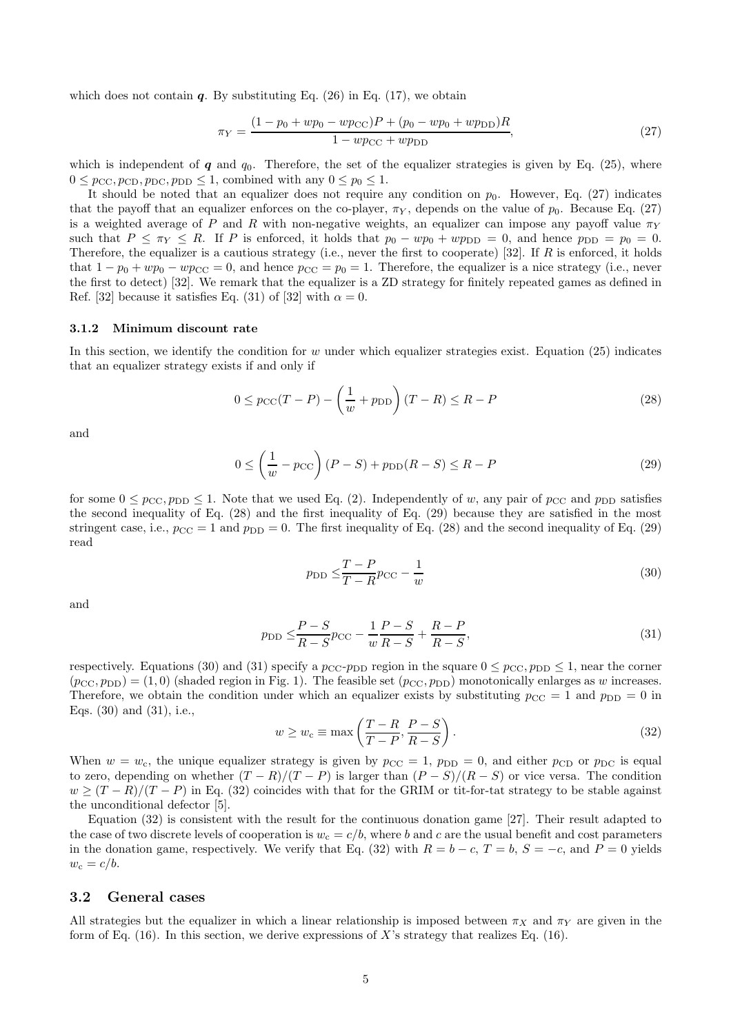which does not contain $\boldsymbol{q}$. By substituting Eq. (26) in Eq. (17), we obtain

$$\pi_Y = \frac{(1 - p_0 + wp_0 - wp_{\rm CC})P + (p_0 - wp_0 + wp_{\rm DD})R}{1 - wp_{\rm CC} + wp_{\rm DD}}, \tag{27}$$

which is independent of $\boldsymbol{q}$ and $q_0$. Therefore, the set of the equalizer strategies is given by Eq. (25), where $0 \le p_{\rm CC}, p_{\rm CD}, p_{\rm DC}, p_{\rm DD} \le 1$, combined with any $0 \le p_0 \le 1$.

It should be noted that an equalizer does not require any condition on $p_0$. However, Eq. (27) indicates that the payoff that an equalizer enforces on the co-player, $\pi_Y$, depends on the value of $p_0$. Because Eq. (27) is a weighted average of $P$ and $R$ with non-negative weights, an equalizer can impose any payoff value $\pi_Y$ such that $P \le \pi_Y \le R$. If $P$ is enforced, it holds that $p_0 - wp_0 + wp_{\rm DD} = 0$, and hence $p_{\rm DD} = p_0 = 0$. Therefore, the equalizer is a cautious strategy (i.e., never the first to cooperate) [32]. If $R$ is enforced, it holds that $1 - p_0 + wp_0 - wp_{\rm CC} = 0$, and hence $p_{\rm CC} = p_0 = 1$. Therefore, the equalizer is a nice strategy (i.e., never the first to detect) [32]. We remark that the equalizer is a ZD strategy for finitely repeated games as defined in Ref. [32] because it satisfies Eq. (31) of [32] with $\alpha = 0$.

#### 3.1.2 Minimum discount rate

In this section, we identify the condition for $w$ under which equalizer strategies exist. Equation (25) indicates that an equalizer strategy exists if and only if

$$0 \le p_{\rm CC}(T - P) - \left(\frac{1}{w} + p_{\rm DD}\right)(T - R) \le R - P \tag{28}$$

and

$$0 \le \left(\frac{1}{w} - p_{\rm CC}\right)(P - S) + p_{\rm DD}(R - S) \le R - P \tag{29}$$

for some $0 \le p_{\rm CC}, p_{\rm DD} \le 1$. Note that we used Eq. (2). Independently of $w$, any pair of $p_{\rm CC}$ and $p_{\rm DD}$ satisfies the second inequality of Eq. (28) and the first inequality of Eq. (29) because they are satisfied in the most stringent case, i.e., $p_{\rm CC} = 1$ and $p_{\rm DD} = 0$. The first inequality of Eq. (28) and the second inequality of Eq. (29) read

$$p_{\rm DD} \le \frac{T - P}{T - R} p_{\rm CC} - \frac{1}{w} \tag{30}$$

and

$$p_{\rm DD} \le \frac{P - S}{R - S} p_{\rm CC} - \frac{1}{w}\frac{P - S}{R - S} + \frac{R - P}{R - S}, \tag{31}$$

respectively. Equations (30) and (31) specify a $p_{\rm CC}$-$p_{\rm DD}$ region in the square $0 \le p_{\rm CC}, p_{\rm DD} \le 1$, near the corner $(p_{\rm CC}, p_{\rm DD}) = (1, 0)$ (shaded region in Fig. 1). The feasible set $(p_{\rm CC}, p_{\rm DD})$ monotonically enlarges as $w$ increases. Therefore, we obtain the condition under which an equalizer exists by substituting $p_{\rm CC} = 1$ and $p_{\rm DD} = 0$ in Eqs. (30) and (31), i.e.,

$$w \ge w_{\rm c} \equiv \max\left(\frac{T - R}{T - P}, \frac{P - S}{R - S}\right). \tag{32}$$

When $w = w_{\rm c}$, the unique equalizer strategy is given by $p_{\rm CC} = 1$, $p_{\rm DD} = 0$, and either $p_{\rm CD}$ or $p_{\rm DC}$ is equal to zero, depending on whether $(T - R)/(T - P)$ is larger than $(P - S)/(R - S)$ or vice versa. The condition $w \ge (T - R)/(T - P)$ in Eq. (32) coincides with that for the GRIM or tit-for-tat strategy to be stable against the unconditional defector [5].

Equation (32) is consistent with the result for the continuous donation game [27]. Their result adapted to the case of two discrete levels of cooperation is $w_{\rm c} = c/b$, where $b$ and $c$ are the usual benefit and cost parameters in the donation game, respectively. We verify that Eq. (32) with $R = b - c$, $T = b$, $S = -c$, and $P = 0$ yields $w_{\rm c} = c/b$.

### 3.2 General cases

All strategies but the equalizer in which a linear relationship is imposed between $\pi_X$ and $\pi_Y$ are given in the form of Eq. (16). In this section, we derive expressions of $X$'s strategy that realizes Eq. (16).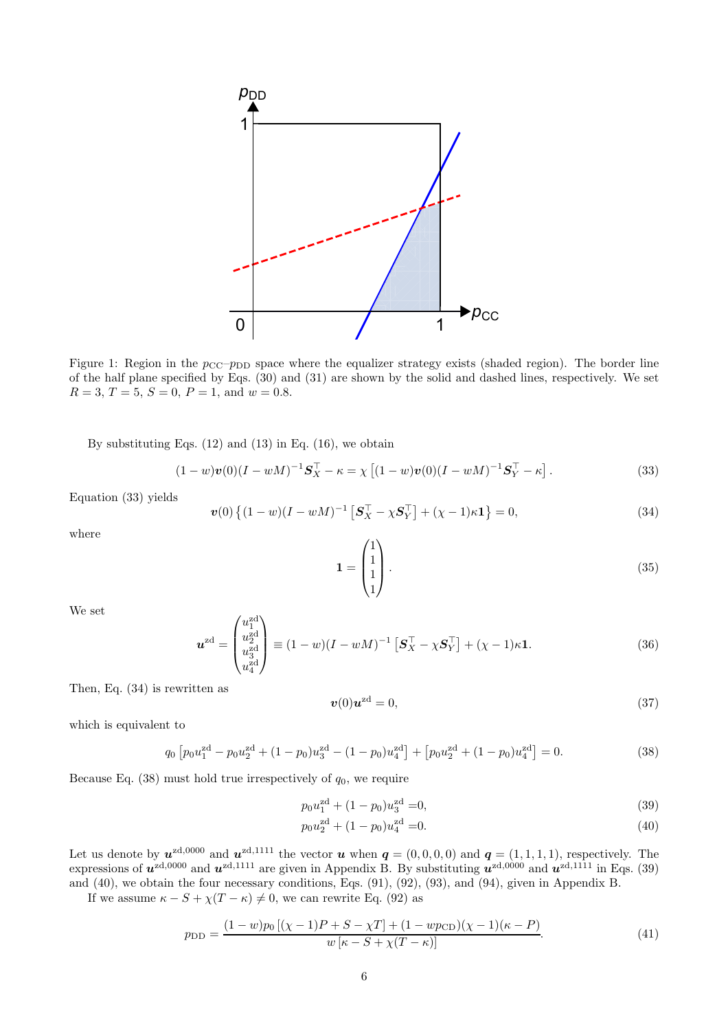Figure 1: Region in the $p_{\rm CC}$–$p_{\rm DD}$ space where the equalizer strategy exists (shaded region). The border line of the half plane specified by Eqs. (30) and (31) are shown by the solid and dashed lines, respectively. We set $R = 3$, $T = 5$, $S = 0$, $P = 1$, and $w = 0.8$.

By substituting Eqs. (12) and (13) in Eq. (16), we obtain

$$(1-w)\boldsymbol{v}(0)(I-wM)^{-1}\boldsymbol{S}_X^\top - \kappa = \chi\left[(1-w)\boldsymbol{v}(0)(I-wM)^{-1}\boldsymbol{S}_Y^\top - \kappa\right]. \tag{33}$$

Equation (33) yields

$$\boldsymbol{v}(0)\left\{(1-w)(I-wM)^{-1}\left[\boldsymbol{S}_X^\top - \chi\boldsymbol{S}_Y^\top\right] + (\chi-1)\kappa\boldsymbol{1}\right\} = 0, \tag{34}$$

where

$$\boldsymbol{1} = \begin{pmatrix} 1 \\ 1 \\ 1 \\ 1 \end{pmatrix}. \tag{35}$$

We set

$$\boldsymbol{u}^{\rm zd} = \begin{pmatrix} u_1^{\rm zd} \\ u_2^{\rm zd} \\ u_3^{\rm zd} \\ u_4^{\rm zd} \end{pmatrix} \equiv (1-w)(I-wM)^{-1}\left[\boldsymbol{S}_X^\top - \chi\boldsymbol{S}_Y^\top\right] + (\chi-1)\kappa\boldsymbol{1}. \tag{36}$$

Then, Eq. (34) is rewritten as

$$\boldsymbol{v}(0)\boldsymbol{u}^{\rm zd} = 0, \tag{37}$$

which is equivalent to

$$q_0\left[p_0u_1^{\rm zd} - p_0u_2^{\rm zd} + (1-p_0)u_3^{\rm zd} - (1-p_0)u_4^{\rm zd}\right] + \left[p_0u_2^{\rm zd} + (1-p_0)u_4^{\rm zd}\right] = 0. \tag{38}$$

Because Eq. (38) must hold true irrespectively of $q_0$, we require

$$p_0u_1^{\rm zd} + (1-p_0)u_3^{\rm zd} = 0, \tag{39}$$

$$p_0u_2^{\rm zd} + (1-p_0)u_4^{\rm zd} = 0. \tag{40}$$

Let us denote by $\boldsymbol{u}^{\rm zd,0000}$ and $\boldsymbol{u}^{\rm zd,1111}$ the vector $\boldsymbol{u}$ when $\boldsymbol{q} = (0,0,0,0)$ and $\boldsymbol{q} = (1,1,1,1)$, respectively. The expressions of $\boldsymbol{u}^{\rm zd,0000}$ and $\boldsymbol{u}^{\rm zd,1111}$ are given in Appendix B. By substituting $\boldsymbol{u}^{\rm zd,0000}$ and $\boldsymbol{u}^{\rm zd,1111}$ in Eqs. (39) and (40), we obtain the four necessary conditions, Eqs. (91), (92), (93), and (94), given in Appendix B.

If we assume $\kappa - S + \chi(T-\kappa) \neq 0$, we can rewrite Eq. (92) as

$$p_{\rm DD} = \frac{(1-w)p_0\left[(\chi-1)P + S - \chi T\right] + (1-wp_{\rm CD})(\chi-1)(\kappa-P)}{w\left[\kappa - S + \chi(T-\kappa)\right]}. \tag{41}$$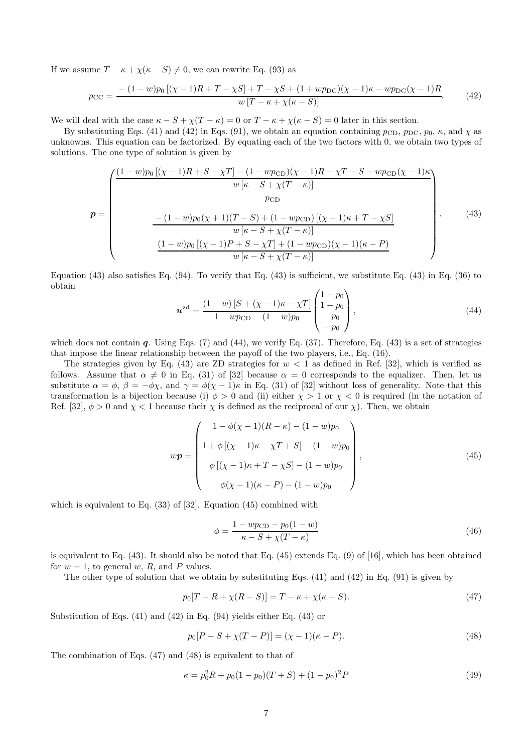If we assume $T - \kappa + \chi(\kappa - S) \neq 0$, we can rewrite Eq. (93) as

$$p_{\mathrm{CC}} = \frac{-(1-w)p_0\left[(\chi-1)R + T - \chi S\right] + T - \chi S + (1 + wp_{\mathrm{DC}})(\chi - 1)\kappa - wp_{\mathrm{DC}}(\chi-1)R}{w\left[T - \kappa + \chi(\kappa - S)\right]}. \tag{42}$$

We will deal with the case $\kappa - S + \chi(T - \kappa) = 0$ or $T - \kappa + \chi(\kappa - S) = 0$ later in this section.

By substituting Eqs. (41) and (42) in Eqs. (91), we obtain an equation containing $p_{\mathrm{CD}}$, $p_{\mathrm{DC}}$, $p_0$, $\kappa$, and $\chi$ as unknowns. This equation can be factorized. By equating each of the two factors with 0, we obtain two types of solutions. The one type of solution is given by

$$\boldsymbol{p} = \begin{pmatrix} \dfrac{(1-w)p_0\left[(\chi-1)R + S - \chi T\right] - (1 - wp_{\mathrm{CD}})(\chi-1)R + \chi T - S - wp_{\mathrm{CD}}(\chi-1)\kappa}{w\left[\kappa - S + \chi(T-\kappa)\right]} \\ p_{\mathrm{CD}} \\ \dfrac{-(1-w)p_0(\chi+1)(T-S) + (1 - wp_{\mathrm{CD}})\left[(\chi-1)\kappa + T - \chi S\right]}{w\left[\kappa - S + \chi(T-\kappa)\right]} \\ \dfrac{(1-w)p_0\left[(\chi-1)P + S - \chi T\right] + (1 - wp_{\mathrm{CD}})(\chi-1)(\kappa - P)}{w\left[\kappa - S + \chi(T-\kappa)\right]} \end{pmatrix}. \tag{43}$$

Equation (43) also satisfies Eq. (94). To verify that Eq. (43) is sufficient, we substitute Eq. (43) in Eq. (36) to obtain

$$\boldsymbol{u}^{\mathrm{zd}} = \frac{(1-w)\left[S + (\chi-1)\kappa - \chi T\right]}{1 - wp_{\mathrm{CD}} - (1-w)p_0}\begin{pmatrix} 1-p_0 \\ 1-p_0 \\ -p_0 \\ -p_0 \end{pmatrix}, \tag{44}$$

which does not contain $\boldsymbol{q}$. Using Eqs. (7) and (44), we verify Eq. (37). Therefore, Eq. (43) is a set of strategies that impose the linear relationship between the payoff of the two players, i.e., Eq. (16).

The strategies given by Eq. (43) are ZD strategies for $w < 1$ as defined in Ref. [32], which is verified as follows. Assume that $\alpha \neq 0$ in Eq. (31) of [32] because $\alpha = 0$ corresponds to the equalizer. Then, let us substitute $\alpha = \phi$, $\beta = -\phi\chi$, and $\gamma = \phi(\chi - 1)\kappa$ in Eq. (31) of [32] without loss of generality. Note that this transformation is a bijection because (i) $\phi > 0$ and (ii) either $\chi > 1$ or $\chi < 0$ is required (in the notation of Ref. [32], $\phi > 0$ and $\chi < 1$ because their $\chi$ is defined as the reciprocal of our $\chi$). Then, we obtain

$$w\boldsymbol{p} = \begin{pmatrix} 1 - \phi(\chi-1)(R-\kappa) - (1-w)p_0 \\ 1 + \phi\left[(\chi-1)\kappa - \chi T + S\right] - (1-w)p_0 \\ \phi\left[(\chi-1)\kappa + T - \chi S\right] - (1-w)p_0 \\ \phi(\chi-1)(\kappa - P) - (1-w)p_0 \end{pmatrix}, \tag{45}$$

which is equivalent to Eq. (33) of [32]. Equation (45) combined with

$$\phi = \frac{1 - wp_{\mathrm{CD}} - p_0(1-w)}{\kappa - S + \chi(T - \kappa)} \tag{46}$$

is equivalent to Eq. (43). It should also be noted that Eq. (45) extends Eq. (9) of [16], which has been obtained for $w = 1$, to general $w$, $R$, and $P$ values.

The other type of solution that we obtain by substituting Eqs. (41) and (42) in Eq. (91) is given by

$$p_0\left[T - R + \chi(R - S)\right] = T - \kappa + \chi(\kappa - S). \tag{47}$$

Substitution of Eqs. (41) and (42) in Eq. (94) yields either Eq. (43) or

$$p_0\left[P - S + \chi(T - P)\right] = (\chi - 1)(\kappa - P). \tag{48}$$

The combination of Eqs. (47) and (48) is equivalent to that of

$$\kappa = p_0^2 R + p_0(1-p_0)(T+S) + (1-p_0)^2 P \tag{49}$$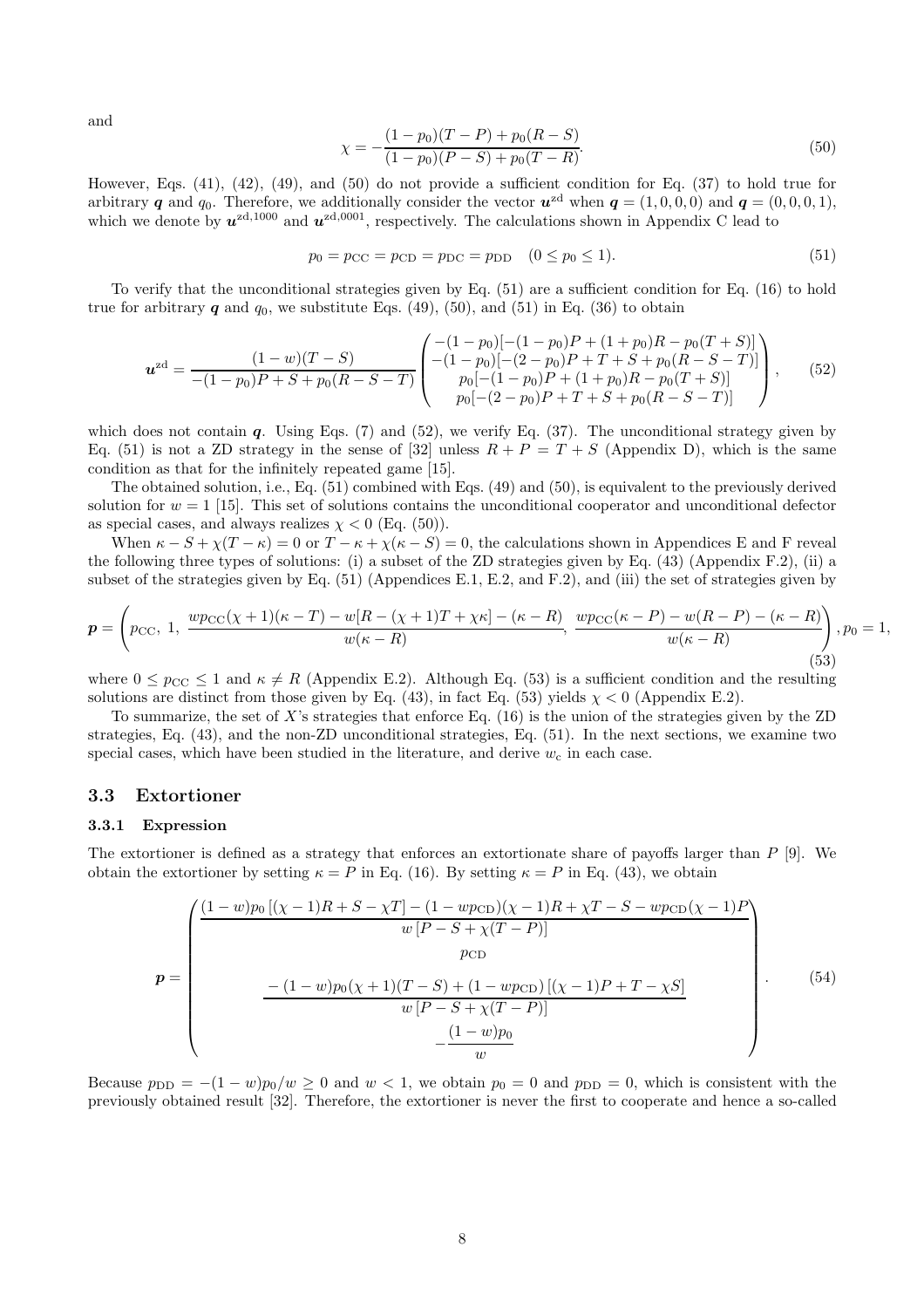and

$$\chi = -\frac{(1-p_0)(T-P) + p_0(R-S)}{(1-p_0)(P-S) + p_0(T-R)}. \tag{50}$$

However, Eqs. (41), (42), (49), and (50) do not provide a sufficient condition for Eq. (37) to hold true for arbitrary $\boldsymbol{q}$ and $q_0$. Therefore, we additionally consider the vector $\boldsymbol{u}^{\text{zd}}$ when $\boldsymbol{q} = (1,0,0,0)$ and $\boldsymbol{q} = (0,0,0,1)$, which we denote by $\boldsymbol{u}^{\text{zd},1000}$ and $\boldsymbol{u}^{\text{zd},0001}$, respectively. The calculations shown in Appendix C lead to

$$p_0 = p_{\text{CC}} = p_{\text{CD}} = p_{\text{DC}} = p_{\text{DD}} \quad (0 \le p_0 \le 1). \tag{51}$$

To verify that the unconditional strategies given by Eq. (51) are a sufficient condition for Eq. (16) to hold true for arbitrary $\boldsymbol{q}$ and $q_0$, we substitute Eqs. (49), (50), and (51) in Eq. (36) to obtain

$$\boldsymbol{u}^{\text{zd}} = \frac{(1-w)(T-S)}{-(1-p_0)P + S + p_0(R-S-T)} \begin{pmatrix} -(1-p_0)[-(1-p_0)P + (1+p_0)R - p_0(T+S)] \\ -(1-p_0)[-(2-p_0)P + T + S + p_0(R-S-T)] \\ p_0[-(1-p_0)P + (1+p_0)R - p_0(T+S)] \\ p_0[-(2-p_0)P + T + S + p_0(R-S-T)] \end{pmatrix}, \tag{52}$$

which does not contain $\boldsymbol{q}$. Using Eqs. (7) and (52), we verify Eq. (37). The unconditional strategy given by Eq. (51) is not a ZD strategy in the sense of [32] unless $R + P = T + S$ (Appendix D), which is the same condition as that for the infinitely repeated game [15].

The obtained solution, i.e., Eq. (51) combined with Eqs. (49) and (50), is equivalent to the previously derived solution for $w = 1$ [15]. This set of solutions contains the unconditional cooperator and unconditional defector as special cases, and always realizes $\chi < 0$ (Eq. (50)).

When $\kappa - S + \chi(T-\kappa) = 0$ or $T - \kappa + \chi(\kappa - S) = 0$, the calculations shown in Appendices E and F reveal the following three types of solutions: (i) a subset of the ZD strategies given by Eq. (43) (Appendix F.2), (ii) a subset of the strategies given by Eq. (51) (Appendices E.1, E.2, and F.2), and (iii) the set of strategies given by

$$\boldsymbol{p} = \left( p_{\text{CC}},\ 1,\ \frac{wp_{\text{CC}}(\chi+1)(\kappa-T) - w[R-(\chi+1)T+\chi\kappa] - (\kappa-R)}{w(\kappa-R)},\ \frac{wp_{\text{CC}}(\kappa-P) - w(R-P) - (\kappa-R)}{w(\kappa-R)} \right), p_0 = 1, \tag{53}$$

where $0 \le p_{\text{CC}} \le 1$ and $\kappa \ne R$ (Appendix E.2). Although Eq. (53) is a sufficient condition and the resulting solutions are distinct from those given by Eq. (43), in fact Eq. (53) yields $\chi < 0$ (Appendix E.2).

To summarize, the set of $X$'s strategies that enforce Eq. (16) is the union of the strategies given by the ZD strategies, Eq. (43), and the non-ZD unconditional strategies, Eq. (51). In the next sections, we examine two special cases, which have been studied in the literature, and derive $w_{\text{c}}$ in each case.

### 3.3 Extortioner

#### 3.3.1 Expression

The extortioner is defined as a strategy that enforces an extortionate share of payoffs larger than $P$ [9]. We obtain the extortioner by setting $\kappa = P$ in Eq. (16). By setting $\kappa = P$ in Eq. (43), we obtain

$$\boldsymbol{p} = \begin{pmatrix} \dfrac{(1-w)p_0[(\chi-1)R + S - \chi T] - (1-wp_{\text{CD}})(\chi-1)R + \chi T - S - wp_{\text{CD}}(\chi-1)P}{w[P - S + \chi(T-P)]} \\ p_{\text{CD}} \\ \dfrac{-(1-w)p_0(\chi+1)(T-S) + (1-wp_{\text{CD}})[(\chi-1)P + T - \chi S]}{w[P - S + \chi(T-P)]} \\ -\dfrac{(1-w)p_0}{w} \end{pmatrix}. \tag{54}$$

Because $p_{\text{DD}} = -(1-w)p_0/w \ge 0$ and $w < 1$, we obtain $p_0 = 0$ and $p_{\text{DD}} = 0$, which is consistent with the previously obtained result [32]. Therefore, the extortioner is never the first to cooperate and hence a so-called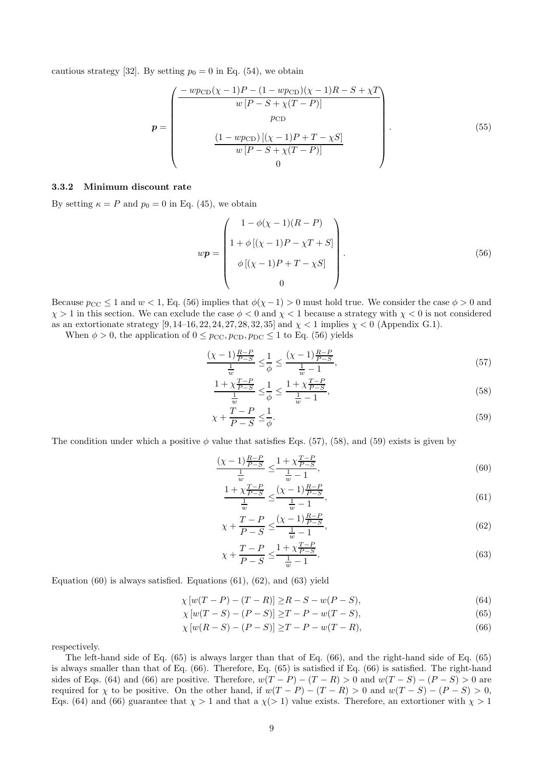cautious strategy [32]. By setting $p_0 = 0$ in Eq. (54), we obtain

$$
\boldsymbol{p} = \begin{pmatrix} \dfrac{-wp_{\rm CD}(\chi-1)P - (1-wp_{\rm CD})(\chi-1)R - S + \chi T}{w\left[P - S + \chi(T-P)\right]} \\ p_{\rm CD} \\ \dfrac{(1-wp_{\rm CD})\left[(\chi-1)P + T - \chi S\right]}{w\left[P - S + \chi(T-P)\right]} \\ 0 \end{pmatrix}. \tag{55}
$$

### 3.3.2 Minimum discount rate

By setting $\kappa = P$ and $p_0 = 0$ in Eq. (45), we obtain

$$
w\boldsymbol{p} = \begin{pmatrix} 1 - \phi(\chi-1)(R-P) \\ 1 + \phi\left[(\chi-1)P - \chi T + S\right] \\ \phi\left[(\chi-1)P + T - \chi S\right] \\ 0 \end{pmatrix}. \tag{56}
$$

Because $p_{\rm CC} \leq 1$ and $w < 1$, Eq. (56) implies that $\phi(\chi-1) > 0$ must hold true. We consider the case $\phi > 0$ and $\chi > 1$ in this section. We can exclude the case $\phi < 0$ and $\chi < 1$ because a strategy with $\chi < 0$ is not considered as an extortionate strategy [9, 14–16, 22, 24, 27, 28, 32, 35] and $\chi < 1$ implies $\chi < 0$ (Appendix G.1).

When $\phi > 0$, the application of $0 \leq p_{\rm CC}, p_{\rm CD}, p_{\rm DC} \leq 1$ to Eq. (56) yields

$$
\frac{(\chi-1)\frac{R-P}{P-S}}{\frac{1}{w}} \leq \frac{1}{\phi} \leq \frac{(\chi-1)\frac{R-P}{P-S}}{\frac{1}{w}-1}, \tag{57}
$$

$$
\frac{1+\chi\frac{T-P}{P-S}}{\frac{1}{w}} \leq \frac{1}{\phi} \leq \frac{1+\chi\frac{T-P}{P-S}}{\frac{1}{w}-1}, \tag{58}
$$

$$
\chi + \frac{T-P}{P-S} \leq \frac{1}{\phi}. \tag{59}
$$

The condition under which a positive $\phi$ value that satisfies Eqs. (57), (58), and (59) exists is given by

$$
\frac{(\chi-1)\frac{R-P}{P-S}}{\frac{1}{w}} \leq \frac{1+\chi\frac{T-P}{P-S}}{\frac{1}{w}-1}, \tag{60}
$$

$$
\frac{1+\chi\frac{T-P}{P-S}}{\frac{1}{w}} \leq \frac{(\chi-1)\frac{R-P}{P-S}}{\frac{1}{w}-1}, \tag{61}
$$

$$
\chi + \frac{T-P}{P-S} \leq \frac{(\chi-1)\frac{R-P}{P-S}}{\frac{1}{w}-1}, \tag{62}
$$

$$
\chi + \frac{T-P}{P-S} \leq \frac{1+\chi\frac{T-P}{P-S}}{\frac{1}{w}-1}. \tag{63}
$$

Equation (60) is always satisfied. Equations (61), (62), and (63) yield

$$
\chi\left[w(T-P) - (T-R)\right] \geq R - S - w(P-S), \tag{64}
$$

$$
\chi\left[w(T-S) - (P-S)\right] \geq T - P - w(T-S), \tag{65}
$$

$$
\chi\left[w(R-S) - (P-S)\right] \geq T - P - w(T-R), \tag{66}
$$

respectively.

The left-hand side of Eq. (65) is always larger than that of Eq. (66), and the right-hand side of Eq. (65) is always smaller than that of Eq. (66). Therefore, Eq. (65) is satisfied if Eq. (66) is satisfied. The right-hand sides of Eqs. (64) and (66) are positive. Therefore, $w(T-P) - (T-R) > 0$ and $w(T-S) - (P-S) > 0$ are required for $\chi$ to be positive. On the other hand, if $w(T-P) - (T-R) > 0$ and $w(T-S) - (P-S) > 0$, Eqs. (64) and (66) guarantee that $\chi > 1$ and that a $\chi (> 1)$ value exists. Therefore, an extortioner with $\chi > 1$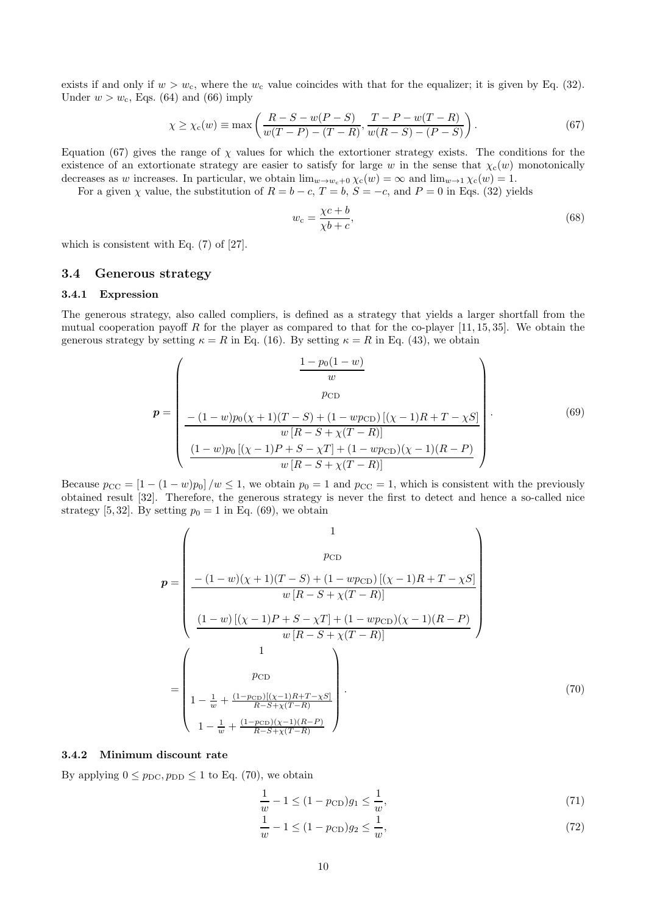exists if and only if $w > w_c$, where the $w_c$ value coincides with that for the equalizer; it is given by Eq. (32). Under $w > w_c$, Eqs. (64) and (66) imply

$$\chi \geq \chi_c(w) \equiv \max\left(\frac{R-S-w(P-S)}{w(T-P)-(T-R)}, \frac{T-P-w(T-R)}{w(R-S)-(P-S)}\right). \tag{67}$$

Equation (67) gives the range of $\chi$ values for which the extortioner strategy exists. The conditions for the existence of an extortionate strategy are easier to satisfy for large $w$ in the sense that $\chi_c(w)$ monotonically decreases as $w$ increases. In particular, we obtain $\lim_{w\to w_c+0}\chi_c(w) = \infty$ and $\lim_{w\to 1}\chi_c(w) = 1$.

For a given $\chi$ value, the substitution of $R = b-c$, $T = b$, $S = -c$, and $P = 0$ in Eqs. (32) yields

$$w_c = \frac{\chi c + b}{\chi b + c}, \tag{68}$$

which is consistent with Eq. (7) of [27].

## 3.4 Generous strategy

### 3.4.1 Expression

The generous strategy, also called compliers, is defined as a strategy that yields a larger shortfall from the mutual cooperation payoff $R$ for the player as compared to that for the co-player [11, 15, 35]. We obtain the generous strategy by setting $\kappa = R$ in Eq. (16). By setting $\kappa = R$ in Eq. (43), we obtain

$$\boldsymbol{p} = \begin{pmatrix} \dfrac{1-p_0(1-w)}{w} \\ p_{\rm CD} \\ \dfrac{-(1-w)p_0(\chi+1)(T-S)+(1-wp_{\rm CD})\left[(\chi-1)R+T-\chi S\right]}{w\left[R-S+\chi(T-R)\right]} \\ \dfrac{(1-w)p_0\left[(\chi-1)P+S-\chi T\right]+(1-wp_{\rm CD})(\chi-1)(R-P)}{w\left[R-S+\chi(T-R)\right]} \end{pmatrix}. \tag{69}$$

Because $p_{\rm CC} = \left[1-(1-w)p_0\right]/w \leq 1$, we obtain $p_0 = 1$ and $p_{\rm CC} = 1$, which is consistent with the previously obtained result [32]. Therefore, the generous strategy is never the first to detect and hence a so-called nice strategy [5, 32]. By setting $p_0 = 1$ in Eq. (69), we obtain

$$\begin{aligned} \boldsymbol{p} &= \begin{pmatrix} 1 \\ p_{\rm CD} \\ \dfrac{-(1-w)(\chi+1)(T-S)+(1-wp_{\rm CD})\left[(\chi-1)R+T-\chi S\right]}{w\left[R-S+\chi(T-R)\right]} \\ \dfrac{(1-w)\left[(\chi-1)P+S-\chi T\right]+(1-wp_{\rm CD})(\chi-1)(R-P)}{w\left[R-S+\chi(T-R)\right]} \end{pmatrix} \\ &= \begin{pmatrix} 1 \\ p_{\rm CD} \\ 1-\frac{1}{w}+\frac{(1-p_{\rm CD})\left[(\chi-1)R+T-\chi S\right]}{R-S+\chi(T-R)} \\ 1-\frac{1}{w}+\frac{(1-p_{\rm CD})(\chi-1)(R-P)}{R-S+\chi(T-R)} \end{pmatrix}. \end{aligned} \tag{70}$$

### 3.4.2 Minimum discount rate

By applying $0 \leq p_{\rm DC}, p_{\rm DD} \leq 1$ to Eq. (70), we obtain

$$\frac{1}{w}-1 \leq (1-p_{\rm CD})g_1 \leq \frac{1}{w}, \tag{71}$$

$$\frac{1}{w}-1 \leq (1-p_{\rm CD})g_2 \leq \frac{1}{w}, \tag{72}$$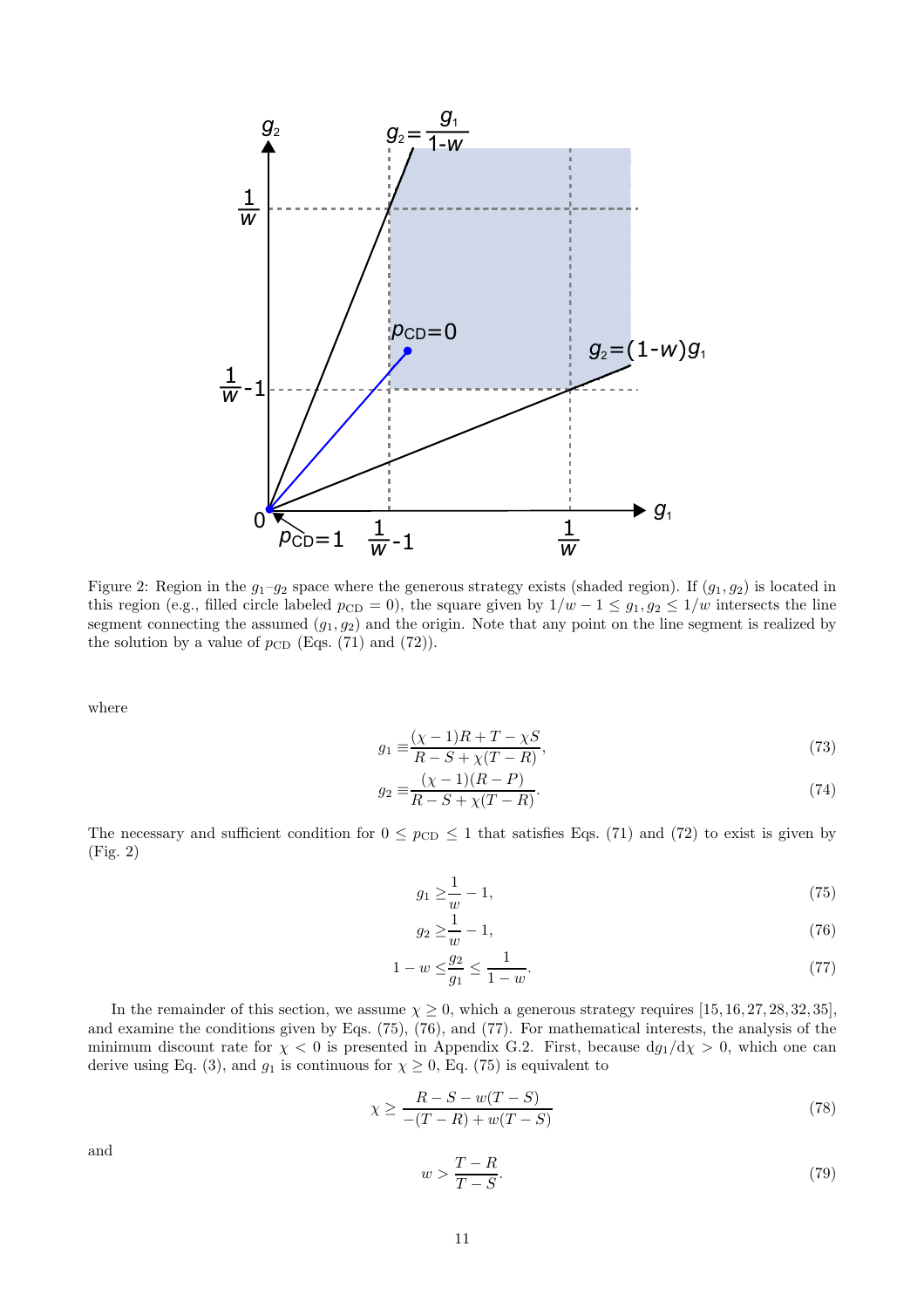Figure 2: Region in the $g_1$–$g_2$ space where the generous strategy exists (shaded region). If $(g_1, g_2)$ is located in this region (e.g., filled circle labeled $p_{\text{CD}} = 0$), the square given by $1/w - 1 \leq g_1, g_2 \leq 1/w$ intersects the line segment connecting the assumed $(g_1, g_2)$ and the origin. Note that any point on the line segment is realized by the solution by a value of $p_{\text{CD}}$ (Eqs. (71) and (72)).

where

$$g_1 \equiv \frac{(\chi - 1)R + T - \chi S}{R - S + \chi(T - R)}, \tag{73}$$

$$g_2 \equiv \frac{(\chi - 1)(R - P)}{R - S + \chi(T - R)}. \tag{74}$$

The necessary and sufficient condition for $0 \leq p_{\text{CD}} \leq 1$ that satisfies Eqs. (71) and (72) to exist is given by (Fig. 2)

$$g_1 \geq \frac{1}{w} - 1, \tag{75}$$

$$g_2 \geq \frac{1}{w} - 1, \tag{76}$$

$$1 - w \leq \frac{g_2}{g_1} \leq \frac{1}{1 - w}. \tag{77}$$

In the remainder of this section, we assume $\chi \geq 0$, which a generous strategy requires [15, 16, 27, 28, 32, 35], and examine the conditions given by Eqs. (75), (76), and (77). For mathematical interests, the analysis of the minimum discount rate for $\chi < 0$ is presented in Appendix G.2. First, because $\mathrm{d}g_1/\mathrm{d}\chi > 0$, which one can derive using Eq. (3), and $g_1$ is continuous for $\chi \geq 0$, Eq. (75) is equivalent to

$$\chi \geq \frac{R - S - w(T - S)}{-(T - R) + w(T - S)} \tag{78}$$

and

$$w > \frac{T - R}{T - S}. \tag{79}$$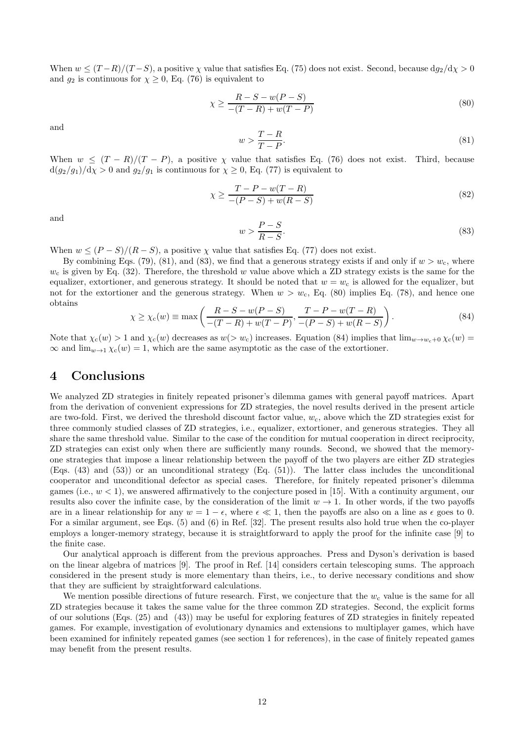When $w \le (T-R)/(T-S)$, a positive $\chi$ value that satisfies Eq. (75) does not exist. Second, because $\mathrm{d}g_2/\mathrm{d}\chi > 0$ and $g_2$ is continuous for $\chi \ge 0$, Eq. (76) is equivalent to

$$\chi \ge \frac{R-S-w(P-S)}{-(T-R)+w(T-P)} \tag{80}$$

and

$$w > \frac{T-R}{T-P}. \tag{81}$$

When $w \le (T-R)/(T-P)$, a positive $\chi$ value that satisfies Eq. (76) does not exist. Third, because $\mathrm{d}(g_2/g_1)/\mathrm{d}\chi > 0$ and $g_2/g_1$ is continuous for $\chi \ge 0$, Eq. (77) is equivalent to

$$\chi \ge \frac{T-P-w(T-R)}{-(P-S)+w(R-S)} \tag{82}$$

and

$$w > \frac{P-S}{R-S}. \tag{83}$$

When $w \le (P-S)/(R-S)$, a positive $\chi$ value that satisfies Eq. (77) does not exist.

By combining Eqs. (79), (81), and (83), we find that a generous strategy exists if and only if $w > w_{\mathrm{c}}$, where $w_{\mathrm{c}}$ is given by Eq. (32). Therefore, the threshold $w$ value above which a ZD strategy exists is the same for the equalizer, extortioner, and generous strategy. It should be noted that $w = w_{\mathrm{c}}$ is allowed for the equalizer, but not for the extortioner and the generous strategy. When $w > w_{\mathrm{c}}$, Eq. (80) implies Eq. (78), and hence one obtains

$$\chi \ge \chi_{\mathrm{c}}(w) \equiv \max\left(\frac{R-S-w(P-S)}{-(T-R)+w(T-P)}, \frac{T-P-w(T-R)}{-(P-S)+w(R-S)}\right). \tag{84}$$

Note that $\chi_{\mathrm{c}}(w) > 1$ and $\chi_{\mathrm{c}}(w)$ decreases as $w (> w_{\mathrm{c}})$ increases. Equation (84) implies that $\lim_{w \to w_{\mathrm{c}}+0} \chi_{\mathrm{c}}(w) = \infty$ and $\lim_{w \to 1} \chi_{\mathrm{c}}(w) = 1$, which are the same asymptotic as the case of the extortioner.

# 4 Conclusions

We analyzed ZD strategies in finitely repeated prisoner's dilemma games with general payoff matrices. Apart from the derivation of convenient expressions for ZD strategies, the novel results derived in the present article are two-fold. First, we derived the threshold discount factor value, $w_{\mathrm{c}}$, above which the ZD strategies exist for three commonly studied classes of ZD strategies, i.e., equalizer, extortioner, and generous strategies. They all share the same threshold value. Similar to the case of the condition for mutual cooperation in direct reciprocity, ZD strategies can exist only when there are sufficiently many rounds. Second, we showed that the memory-one strategies that impose a linear relationship between the payoff of the two players are either ZD strategies (Eqs. (43) and (53)) or an unconditional strategy (Eq. (51)). The latter class includes the unconditional cooperator and unconditional defector as special cases. Therefore, for finitely repeated prisoner's dilemma games (i.e., $w < 1$), we answered affirmatively to the conjecture posed in [15]. With a continuity argument, our results also cover the infinite case, by the consideration of the limit $w \to 1$. In other words, if the two payoffs are in a linear relationship for any $w = 1 - \epsilon$, where $\epsilon \ll 1$, then the payoffs are also on a line as $\epsilon$ goes to 0. For a similar argument, see Eqs. (5) and (6) in Ref. [32]. The present results also hold true when the co-player employs a longer-memory strategy, because it is straightforward to apply the proof for the infinite case [9] to the finite case.

Our analytical approach is different from the previous approaches. Press and Dyson's derivation is based on the linear algebra of matrices [9]. The proof in Ref. [14] considers certain telescoping sums. The approach considered in the present study is more elementary than theirs, i.e., to derive necessary conditions and show that they are sufficient by straightforward calculations.

We mention possible directions of future research. First, we conjecture that the $w_{\mathrm{c}}$ value is the same for all ZD strategies because it takes the same value for the three common ZD strategies. Second, the explicit forms of our solutions (Eqs. (25) and (43)) may be useful for exploring features of ZD strategies in finitely repeated games. For example, investigation of evolutionary dynamics and extensions to multiplayer games, which have been examined for infinitely repeated games (see section 1 for references), in the case of finitely repeated games may benefit from the present results.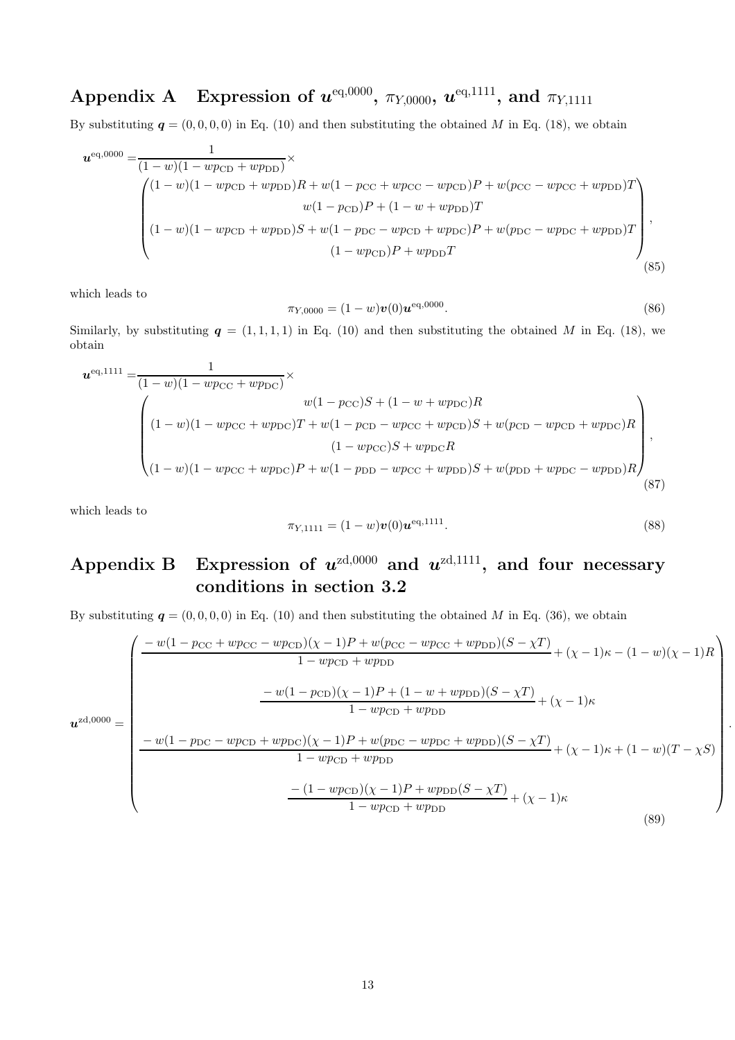## Appendix A Expression of $\boldsymbol{u}^{\mathrm{eq},0000}$, $\pi_{Y,0000}$, $\boldsymbol{u}^{\mathrm{eq},1111}$, and $\pi_{Y,1111}$

By substituting $\boldsymbol{q} = (0,0,0,0)$ in Eq. (10) and then substituting the obtained $M$ in Eq. (18), we obtain

$$
\boldsymbol{u}^{\mathrm{eq},0000} = \frac{1}{(1-w)(1-wp_{\mathrm{CD}}+wp_{\mathrm{DD}})} \times
\begin{pmatrix}
(1-w)(1-wp_{\mathrm{CD}}+wp_{\mathrm{DD}})R + w(1-p_{\mathrm{CC}}+wp_{\mathrm{CC}}-wp_{\mathrm{CD}})P + w(p_{\mathrm{CC}}-wp_{\mathrm{CC}}+wp_{\mathrm{DD}})T \\
w(1-p_{\mathrm{CD}})P + (1-w+wp_{\mathrm{DD}})T \\
(1-w)(1-wp_{\mathrm{CD}}+wp_{\mathrm{DD}})S + w(1-p_{\mathrm{DC}}-wp_{\mathrm{CD}}+wp_{\mathrm{DC}})P + w(p_{\mathrm{DC}}-wp_{\mathrm{DC}}+wp_{\mathrm{DD}})T \\
(1-wp_{\mathrm{CD}})P + wp_{\mathrm{DD}}T
\end{pmatrix},
\tag{85}
$$

which leads to

$$
\pi_{Y,0000} = (1-w)\boldsymbol{v}(0)\boldsymbol{u}^{\mathrm{eq},0000}. \tag{86}
$$

Similarly, by substituting $\boldsymbol{q} = (1,1,1,1)$ in Eq. (10) and then substituting the obtained $M$ in Eq. (18), we obtain

$$
\boldsymbol{u}^{\mathrm{eq},1111} = \frac{1}{(1-w)(1-wp_{\mathrm{CC}}+wp_{\mathrm{DC}})} \times
\begin{pmatrix}
w(1-p_{\mathrm{CC}})S + (1-w+wp_{\mathrm{DC}})R \\
(1-w)(1-wp_{\mathrm{CC}}+wp_{\mathrm{DC}})T + w(1-p_{\mathrm{CD}}-wp_{\mathrm{CC}}+wp_{\mathrm{CD}})S + w(p_{\mathrm{CD}}-wp_{\mathrm{CD}}+wp_{\mathrm{DC}})R \\
(1-wp_{\mathrm{CC}})S + wp_{\mathrm{DC}}R \\
(1-w)(1-wp_{\mathrm{CC}}+wp_{\mathrm{DC}})P + w(1-p_{\mathrm{DD}}-wp_{\mathrm{CC}}+wp_{\mathrm{DD}})S + w(p_{\mathrm{DD}}+wp_{\mathrm{DC}}-wp_{\mathrm{DD}})R
\end{pmatrix},
\tag{87}
$$

which leads to

$$
\pi_{Y,1111} = (1-w)\boldsymbol{v}(0)\boldsymbol{u}^{\mathrm{eq},1111}. \tag{88}
$$

## Appendix B Expression of $\boldsymbol{u}^{\mathrm{zd},0000}$ and $\boldsymbol{u}^{\mathrm{zd},1111}$, and four necessary conditions in section 3.2

By substituting $\boldsymbol{q} = (0,0,0,0)$ in Eq. (10) and then substituting the obtained $M$ in Eq. (36), we obtain

$$
\boldsymbol{u}^{\mathrm{zd},0000} =
\begin{pmatrix}
\dfrac{-w(1-p_{\mathrm{CC}}+wp_{\mathrm{CC}}-wp_{\mathrm{CD}})(\chi-1)P + w(p_{\mathrm{CC}}-wp_{\mathrm{CC}}+wp_{\mathrm{DD}})(S-\chi T)}{1-wp_{\mathrm{CD}}+wp_{\mathrm{DD}}} + (\chi-1)\kappa - (1-w)(\chi-1)R \\[2ex]
\dfrac{-w(1-p_{\mathrm{CD}})(\chi-1)P + (1-w+wp_{\mathrm{DD}})(S-\chi T)}{1-wp_{\mathrm{CD}}+wp_{\mathrm{DD}}} + (\chi-1)\kappa \\[2ex]
\dfrac{-w(1-p_{\mathrm{DC}}-wp_{\mathrm{CD}}+wp_{\mathrm{DC}})(\chi-1)P + w(p_{\mathrm{DC}}-wp_{\mathrm{DC}}+wp_{\mathrm{DD}})(S-\chi T)}{1-wp_{\mathrm{CD}}+wp_{\mathrm{DD}}} + (\chi-1)\kappa + (1-w)(T-\chi S) \\[2ex]
\dfrac{-(1-wp_{\mathrm{CD}})(\chi-1)P + wp_{\mathrm{DD}}(S-\chi T)}{1-wp_{\mathrm{CD}}+wp_{\mathrm{DD}}} + (\chi-1)\kappa
\end{pmatrix}.
\tag{89}
$$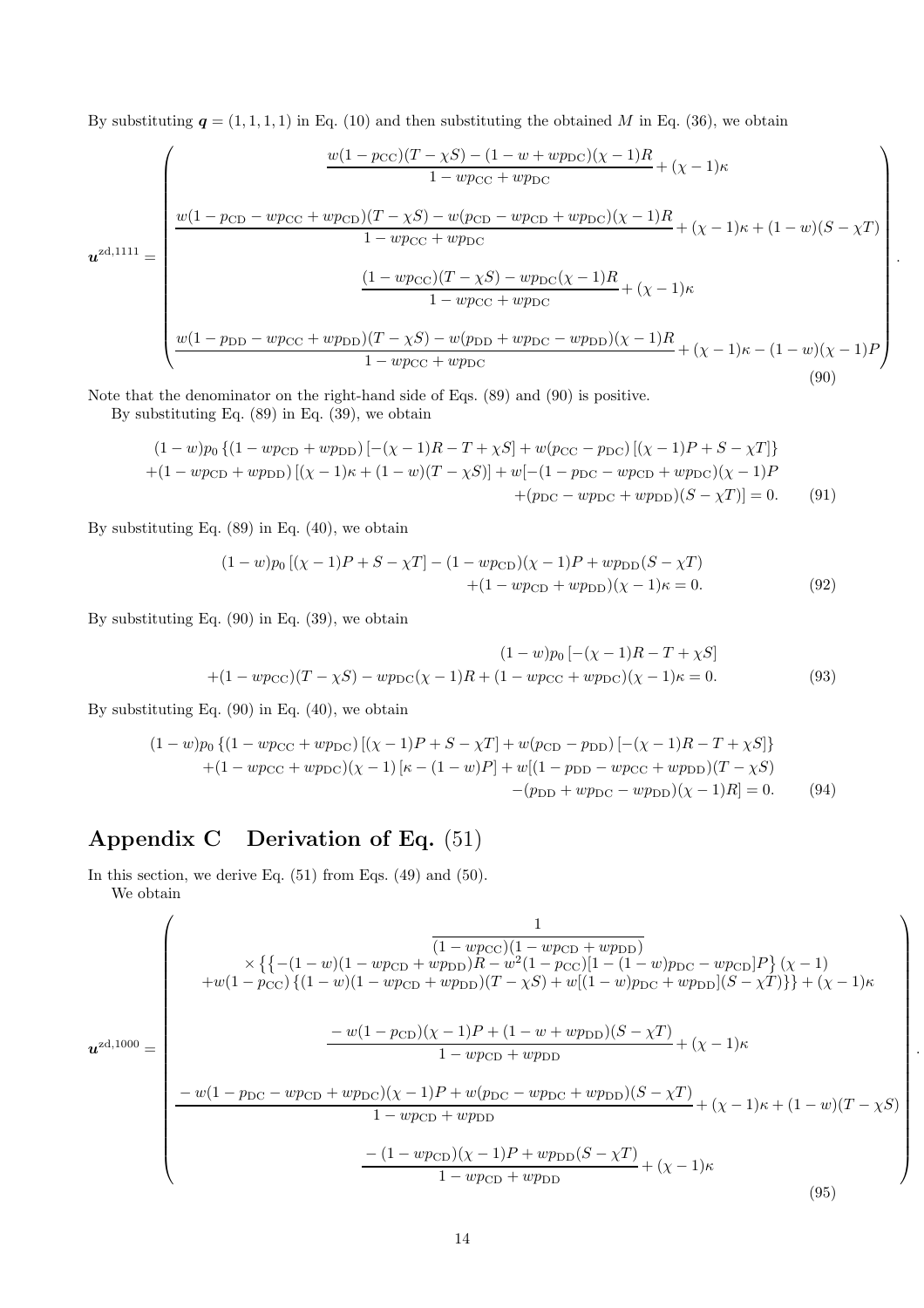By substituting $\boldsymbol{q} = (1, 1, 1, 1)$ in Eq. (10) and then substituting the obtained $M$ in Eq. (36), we obtain

$$
\boldsymbol{u}^{\mathrm{zd},1111} = \begin{pmatrix}
\dfrac{w(1-p_{\mathrm{CC}})(T-\chi S) - (1-w+wp_{\mathrm{DC}})(\chi-1)R}{1-wp_{\mathrm{CC}}+wp_{\mathrm{DC}}} + (\chi-1)\kappa \\[2ex]
\dfrac{w(1-p_{\mathrm{CD}}-wp_{\mathrm{CC}}+wp_{\mathrm{CD}})(T-\chi S) - w(p_{\mathrm{CD}}-wp_{\mathrm{CD}}+wp_{\mathrm{DC}})(\chi-1)R}{1-wp_{\mathrm{CC}}+wp_{\mathrm{DC}}} + (\chi-1)\kappa + (1-w)(S-\chi T) \\[2ex]
\dfrac{(1-wp_{\mathrm{CC}})(T-\chi S) - wp_{\mathrm{DC}}(\chi-1)R}{1-wp_{\mathrm{CC}}+wp_{\mathrm{DC}}} + (\chi-1)\kappa \\[2ex]
\dfrac{w(1-p_{\mathrm{DD}}-wp_{\mathrm{CC}}+wp_{\mathrm{DD}})(T-\chi S) - w(p_{\mathrm{DD}}+wp_{\mathrm{DC}}-wp_{\mathrm{DD}})(\chi-1)R}{1-wp_{\mathrm{CC}}+wp_{\mathrm{DC}}} + (\chi-1)\kappa - (1-w)(\chi-1)P
\end{pmatrix}. \tag{90}
$$

Note that the denominator on the right-hand side of Eqs. (89) and (90) is positive.

By substituting Eq. (89) in Eq. (39), we obtain

$$
\begin{aligned}
&(1-w)p_0 \left\{ (1-wp_{\mathrm{CD}}+wp_{\mathrm{DD}}) \left[ -(\chi-1)R - T + \chi S \right] + w(p_{\mathrm{CC}}-p_{\mathrm{DC}}) \left[ (\chi-1)P + S - \chi T \right] \right\} \\
&+(1-wp_{\mathrm{CD}}+wp_{\mathrm{DD}}) \left[ (\chi-1)\kappa + (1-w)(T-\chi S) \right] + w[-(1-p_{\mathrm{DC}}-wp_{\mathrm{CD}}+wp_{\mathrm{DC}})(\chi-1)P \\
&\qquad +(p_{\mathrm{DC}}-wp_{\mathrm{DC}}+wp_{\mathrm{DD}})(S-\chi T)] = 0.
\end{aligned} \tag{91}
$$

By substituting Eq. (89) in Eq. (40), we obtain

$$
\begin{aligned}
&(1-w)p_0 \left[ (\chi-1)P + S - \chi T \right] - (1-wp_{\mathrm{CD}})(\chi-1)P + wp_{\mathrm{DD}}(S-\chi T) \\
&\qquad +(1-wp_{\mathrm{CD}}+wp_{\mathrm{DD}})(\chi-1)\kappa = 0.
\end{aligned} \tag{92}
$$

By substituting Eq. (90) in Eq. (39), we obtain

$$
\begin{aligned}
&(1-w)p_0 \left[ -(\chi-1)R - T + \chi S \right] \\
&+(1-wp_{\mathrm{CC}})(T-\chi S) - wp_{\mathrm{DC}}(\chi-1)R + (1-wp_{\mathrm{CC}}+wp_{\mathrm{DC}})(\chi-1)\kappa = 0.
\end{aligned} \tag{93}
$$

By substituting Eq. (90) in Eq. (40), we obtain

$$
\begin{aligned}
&(1-w)p_0 \left\{ (1-wp_{\mathrm{CC}}+wp_{\mathrm{DC}}) \left[ (\chi-1)P + S - \chi T \right] + w(p_{\mathrm{CD}}-p_{\mathrm{DD}}) \left[ -(\chi-1)R - T + \chi S \right] \right\} \\
&+(1-wp_{\mathrm{CC}}+wp_{\mathrm{DC}})(\chi-1) \left[ \kappa - (1-w)P \right] + w[(1-p_{\mathrm{DD}}-wp_{\mathrm{CC}}+wp_{\mathrm{DD}})(T-\chi S) \\
&\qquad -(p_{\mathrm{DD}}+wp_{\mathrm{DC}}-wp_{\mathrm{DD}})(\chi-1)R] = 0.
\end{aligned} \tag{94}
$$

# Appendix C Derivation of Eq. (51)

In this section, we derive Eq. (51) from Eqs. (49) and (50).

We obtain

$$
\boldsymbol{u}^{\mathrm{zd},1000} = \begin{pmatrix}
\begin{gathered}
\dfrac{1}{(1-wp_{\mathrm{CC}})(1-wp_{\mathrm{CD}}+wp_{\mathrm{DD}})} \\
\times \left\{ \left\{ -(1-w)(1-wp_{\mathrm{CD}}+wp_{\mathrm{DD}})R - w^2(1-p_{\mathrm{CC}})[1-(1-w)p_{\mathrm{DC}}-wp_{\mathrm{CD}}]P \right\} (\chi-1) \right. \\
\left. +w(1-p_{\mathrm{CC}}) \left\{ (1-w)(1-wp_{\mathrm{CD}}+wp_{\mathrm{DD}})(T-\chi S) + w[(1-w)p_{\mathrm{DC}}+wp_{\mathrm{DD}}](S-\chi T) \right\} \right\} + (\chi-1)\kappa
\end{gathered} \\[2ex]
\dfrac{-w(1-p_{\mathrm{CD}})(\chi-1)P + (1-w+wp_{\mathrm{DD}})(S-\chi T)}{1-wp_{\mathrm{CD}}+wp_{\mathrm{DD}}} + (\chi-1)\kappa \\[2ex]
\dfrac{-w(1-p_{\mathrm{DC}}-wp_{\mathrm{CD}}+wp_{\mathrm{DC}})(\chi-1)P + w(p_{\mathrm{DC}}-wp_{\mathrm{DC}}+wp_{\mathrm{DD}})(S-\chi T)}{1-wp_{\mathrm{CD}}+wp_{\mathrm{DD}}} + (\chi-1)\kappa + (1-w)(T-\chi S) \\[2ex]
\dfrac{-(1-wp_{\mathrm{CD}})(\chi-1)P + wp_{\mathrm{DD}}(S-\chi T)}{1-wp_{\mathrm{CD}}+wp_{\mathrm{DD}}} + (\chi-1)\kappa
\end{pmatrix}. \tag{95}
$$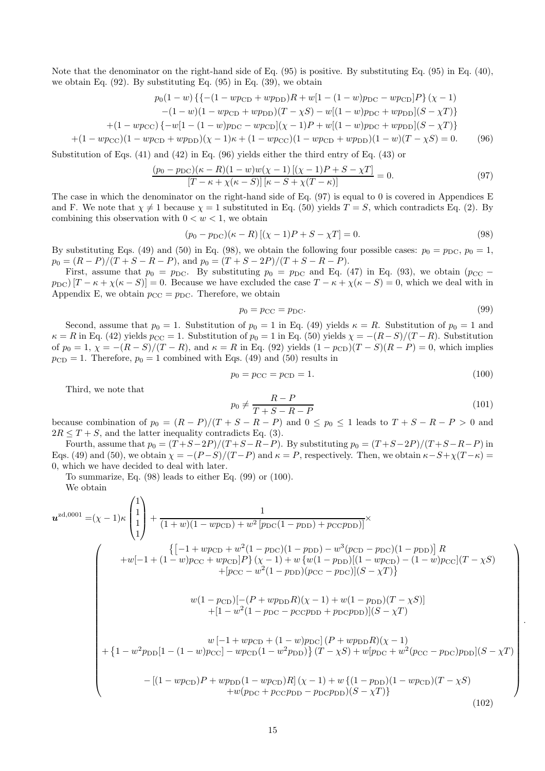Note that the denominator on the right-hand side of Eq. (95) is positive. By substituting Eq. (95) in Eq. (40), we obtain Eq. (92). By substituting Eq. (95) in Eq. (39), we obtain

$$
\begin{aligned}
p_0(1-w)\{\{&-(1-wp_{\rm CD}+wp_{\rm DD})R+w[1-(1-w)p_{\rm DC}-wp_{\rm CD}]P\}(\chi-1)\\
&-(1-w)(1-wp_{\rm CD}+wp_{\rm DD})(T-\chi S)-w[(1-w)p_{\rm DC}+wp_{\rm DD}](S-\chi T)\}\\
&+(1-wp_{\rm CC})\{-w[1-(1-w)p_{\rm DC}-wp_{\rm CD}](\chi-1)P+w[(1-w)p_{\rm DC}+wp_{\rm DD}](S-\chi T)\}\\
+(1-wp_{\rm CC})&(1-wp_{\rm CD}+wp_{\rm DD})(\chi-1)\kappa+(1-wp_{\rm CC})(1-wp_{\rm CD}+wp_{\rm DD})(1-w)(T-\chi S)=0. \qquad (96)
\end{aligned}
$$

Substitution of Eqs. (41) and (42) in Eq. (96) yields either the third entry of Eq. (43) or

$$
\frac{(p_0-p_{\rm DC})(\kappa-R)(1-w)w(\chi-1)\left[(\chi-1)P+S-\chi T\right]}{\left[T-\kappa+\chi(\kappa-S)\right]\left[\kappa-S+\chi(T-\kappa)\right]}=0. \qquad (97)
$$

The case in which the denominator on the right-hand side of Eq. (97) is equal to 0 is covered in Appendices E and F. We note that $\chi\neq 1$ because $\chi=1$ substituted in Eq. (50) yields $T=S$, which contradicts Eq. (2). By combining this observation with $0<w<1$, we obtain

$$
(p_0-p_{\rm DC})(\kappa-R)\left[(\chi-1)P+S-\chi T\right]=0. \qquad (98)
$$

By substituting Eqs. (49) and (50) in Eq. (98), we obtain the following four possible cases: $p_0=p_{\rm DC}$, $p_0=1$, $p_0=(R-P)/(T+S-R-P)$, and $p_0=(T+S-2P)/(T+S-R-P)$.

First, assume that $p_0=p_{\rm DC}$. By substituting $p_0=p_{\rm DC}$ and Eq. (47) in Eq. (93), we obtain $(p_{\rm CC}-p_{\rm DC})\left[T-\kappa+\chi(\kappa-S)\right]=0$. Because we have excluded the case $T-\kappa+\chi(\kappa-S)=0$, which we deal with in Appendix E, we obtain $p_{\rm CC}=p_{\rm DC}$. Therefore, we obtain

$$
p_0=p_{\rm CC}=p_{\rm DC}. \qquad (99)
$$

Second, assume that $p_0=1$. Substitution of $p_0=1$ in Eq. (49) yields $\kappa=R$. Substitution of $p_0=1$ and $\kappa=R$ in Eq. (42) yields $p_{\rm CC}=1$. Substitution of $p_0=1$ in Eq. (50) yields $\chi=-(R-S)/(T-R)$. Substitution of $p_0=1$, $\chi=-(R-S)/(T-R)$, and $\kappa=R$ in Eq. (92) yields $(1-p_{\rm CD})(T-S)(R-P)=0$, which implies $p_{\rm CD}=1$. Therefore, $p_0=1$ combined with Eqs. (49) and (50) results in

$$
p_0=p_{\rm CC}=p_{\rm CD}=1. \qquad (100)
$$

Third, we note that

$$
p_0\neq\frac{R-P}{T+S-R-P} \qquad (101)
$$

because combination of $p_0=(R-P)/(T+S-R-P)$ and $0\le p_0\le 1$ leads to $T+S-R-P>0$ and $2R\le T+S$, and the latter inequality contradicts Eq. (3).

Fourth, assume that $p_0=(T+S-2P)/(T+S-R-P)$. By substituting $p_0=(T+S-2P)/(T+S-R-P)$ in Eqs. (49) and (50), we obtain $\chi=-(P-S)/(T-P)$ and $\kappa=P$, respectively. Then, we obtain $\kappa-S+\chi(T-\kappa)=0$, which we have decided to deal with later.

To summarize, Eq. (98) leads to either Eq. (99) or (100).

We obtain

$$
\boldsymbol{u}^{\rm zd,0001}=(\chi-1)\kappa\begin{pmatrix}1\\1\\1\\1\end{pmatrix}+\frac{1}{(1+w)(1-wp_{\rm CD})+w^2\left[p_{\rm DC}(1-p_{\rm DD})+p_{\rm CC}p_{\rm DD}\right]}\times
$$

$$
\begin{pmatrix}
\begin{array}{c}
\left\{\left[-1+wp_{\rm CD}+w^2(1-p_{\rm DC})(1-p_{\rm DD})-w^3(p_{\rm CD}-p_{\rm DC})(1-p_{\rm DD})\right]R\right.\\
\left.+w[-1+(1-w)p_{\rm CC}+wp_{\rm CD}]P\right\}(\chi-1)+w\left\{w(1-p_{\rm DD})[(1-wp_{\rm CD})-(1-w)p_{\rm CC}](T-\chi S)\right.\\
\left.+[p_{\rm CC}-w^2(1-p_{\rm DD})(p_{\rm CC}-p_{\rm DC})](S-\chi T)\right\}\\[2ex]
w(1-p_{\rm CD})[-(P+wp_{\rm DD}R)(\chi-1)+w(1-p_{\rm DD})(T-\chi S)]\\
+[1-w^2(1-p_{\rm DC}-p_{\rm CC}p_{\rm DD}+p_{\rm DC}p_{\rm DD})](S-\chi T)\\[2ex]
w\left[-1+wp_{\rm CD}+(1-w)p_{\rm DC}\right](P+wp_{\rm DD}R)(\chi-1)\\
+\left\{1-w^2p_{\rm DD}[1-(1-w)p_{\rm CC}]-wp_{\rm CD}(1-w^2p_{\rm DD})\right\}(T-\chi S)+w[p_{\rm DC}+w^2(p_{\rm CC}-p_{\rm DC})p_{\rm DD}](S-\chi T)\\[2ex]
-\left[(1-wp_{\rm CD})P+wp_{\rm DD}(1-wp_{\rm CD})R\right](\chi-1)+w\left\{(1-p_{\rm DD})(1-wp_{\rm CD})(T-\chi S)\right.\\
\left.+w(p_{\rm DC}+p_{\rm CC}p_{\rm DD}-p_{\rm DC}p_{\rm DD})(S-\chi T)\right\}
\end{array}
\end{pmatrix}. \qquad (102)
$$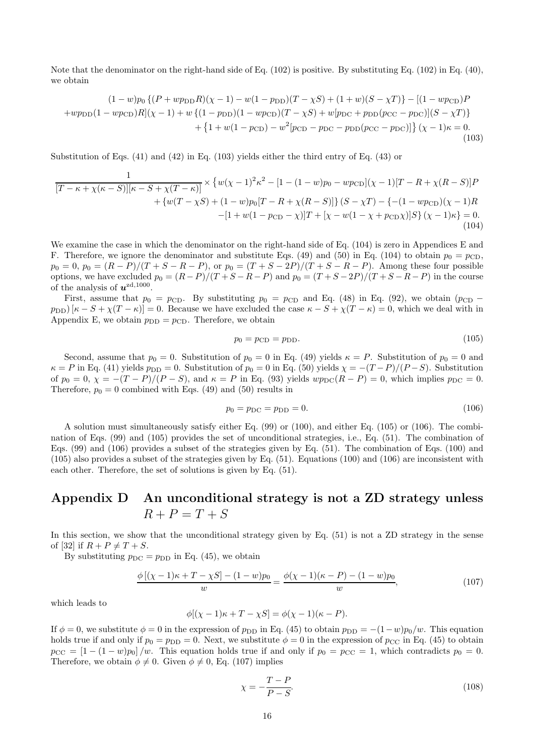Note that the denominator on the right-hand side of Eq. (102) is positive. By substituting Eq. (102) in Eq. (40), we obtain

$$
\begin{aligned}
&(1-w)p_0\left\{(P+wp_{\rm DD}R)(\chi-1)-w(1-p_{\rm DD})(T-\chi S)+(1+w)(S-\chi T)\right\}-[(1-wp_{\rm CD})P\\
&+wp_{\rm DD}(1-wp_{\rm CD})R](\chi-1)+w\left\{(1-p_{\rm DD})(1-wp_{\rm CD})(T-\chi S)+w[p_{\rm DC}+p_{\rm DD}(p_{\rm CC}-p_{\rm DC})](S-\chi T)\right\}\\
&\qquad+\left\{1+w(1-p_{\rm CD})-w^2[p_{\rm CD}-p_{\rm DC}-p_{\rm DD}(p_{\rm CC}-p_{\rm DC})]\right\}(\chi-1)\kappa=0.
\end{aligned}
\tag{103}
$$

Substitution of Eqs. (41) and (42) in Eq. (103) yields either the third entry of Eq. (43) or

$$
\begin{aligned}
&\frac{1}{[T-\kappa+\chi(\kappa-S)][\kappa-S+\chi(T-\kappa)]}\times\left\{w(\chi-1)^2\kappa^2-[1-(1-w)p_0-wp_{\rm CD}](\chi-1)[T-R+\chi(R-S)]P\right.\\
&\qquad+\left\{w(T-\chi S)+(1-w)p_0[T-R+\chi(R-S)]\right\}(S-\chi T)-\left\{-(1-wp_{\rm CD})(\chi-1)R\right.\\
&\qquad\left.\left.-[1+w(1-p_{\rm CD}-\chi)]T+[\chi-w(1-\chi+p_{\rm CD}\chi)]S\right\}(\chi-1)\kappa\right\}=0.
\end{aligned}
\tag{104}
$$

We examine the case in which the denominator on the right-hand side of Eq. (104) is zero in Appendices E and F. Therefore, we ignore the denominator and substitute Eqs. (49) and (50) in Eq. (104) to obtain $p_0=p_{\rm CD}$, $p_0=0$, $p_0=(R-P)/(T+S-R-P)$, or $p_0=(T+S-2P)/(T+S-R-P)$. Among these four possible options, we have excluded $p_0=(R-P)/(T+S-R-P)$ and $p_0=(T+S-2P)/(T+S-R-P)$ in the course of the analysis of $\boldsymbol{u}^{\rm zd,1000}$.

First, assume that $p_0=p_{\rm CD}$. By substituting $p_0=p_{\rm CD}$ and Eq. (48) in Eq. (92), we obtain $(p_{\rm CD}-p_{\rm DD})\left[\kappa-S+\chi(T-\kappa)\right]=0$. Because we have excluded the case $\kappa-S+\chi(T-\kappa)=0$, which we deal with in Appendix E, we obtain $p_{\rm DD}=p_{\rm CD}$. Therefore, we obtain

$$
p_0=p_{\rm CD}=p_{\rm DD}. \tag{105}
$$

Second, assume that $p_0=0$. Substitution of $p_0=0$ in Eq. (49) yields $\kappa=P$. Substitution of $p_0=0$ and $\kappa=P$ in Eq. (41) yields $p_{\rm DD}=0$. Substitution of $p_0=0$ in Eq. (50) yields $\chi=-(T-P)/(P-S)$. Substitution of $p_0=0$, $\chi=-(T-P)/(P-S)$, and $\kappa=P$ in Eq. (93) yields $wp_{\rm DC}(R-P)=0$, which implies $p_{\rm DC}=0$. Therefore, $p_0=0$ combined with Eqs. (49) and (50) results in

$$
p_0=p_{\rm DC}=p_{\rm DD}=0. \tag{106}
$$

A solution must simultaneously satisfy either Eq. (99) or (100), and either Eq. (105) or (106). The combination of Eqs. (99) and (105) provides the set of unconditional strategies, i.e., Eq. (51). The combination of Eqs. (99) and (106) provides a subset of the strategies given by Eq. (51). The combination of Eqs. (100) and (105) also provides a subset of the strategies given by Eq. (51). Equations (100) and (106) are inconsistent with each other. Therefore, the set of solutions is given by Eq. (51).

# Appendix D An unconditional strategy is not a ZD strategy unless $R+P=T+S$

In this section, we show that the unconditional strategy given by Eq. (51) is not a ZD strategy in the sense of [32] if $R+P\neq T+S$.

By substituting $p_{\rm DC}=p_{\rm DD}$ in Eq. (45), we obtain

$$
\frac{\phi\left[(\chi-1)\kappa+T-\chi S\right]-(1-w)p_0}{w}=\frac{\phi(\chi-1)(\kappa-P)-(1-w)p_0}{w}, \tag{107}
$$

which leads to

$$
\phi[(\chi-1)\kappa+T-\chi S]=\phi(\chi-1)(\kappa-P).
$$

If $\phi=0$, we substitute $\phi=0$ in the expression of $p_{\rm DD}$ in Eq. (45) to obtain $p_{\rm DD}=-(1-w)p_0/w$. This equation holds true if and only if $p_0=p_{\rm DD}=0$. Next, we substitute $\phi=0$ in the expression of $p_{\rm CC}$ in Eq. (45) to obtain $p_{\rm CC}=\left[1-(1-w)p_0\right]/w$. This equation holds true if and only if $p_0=p_{\rm CC}=1$, which contradicts $p_0=0$. Therefore, we obtain $\phi\neq 0$. Given $\phi\neq 0$, Eq. (107) implies

$$
\chi=-\frac{T-P}{P-S}. \tag{108}
$$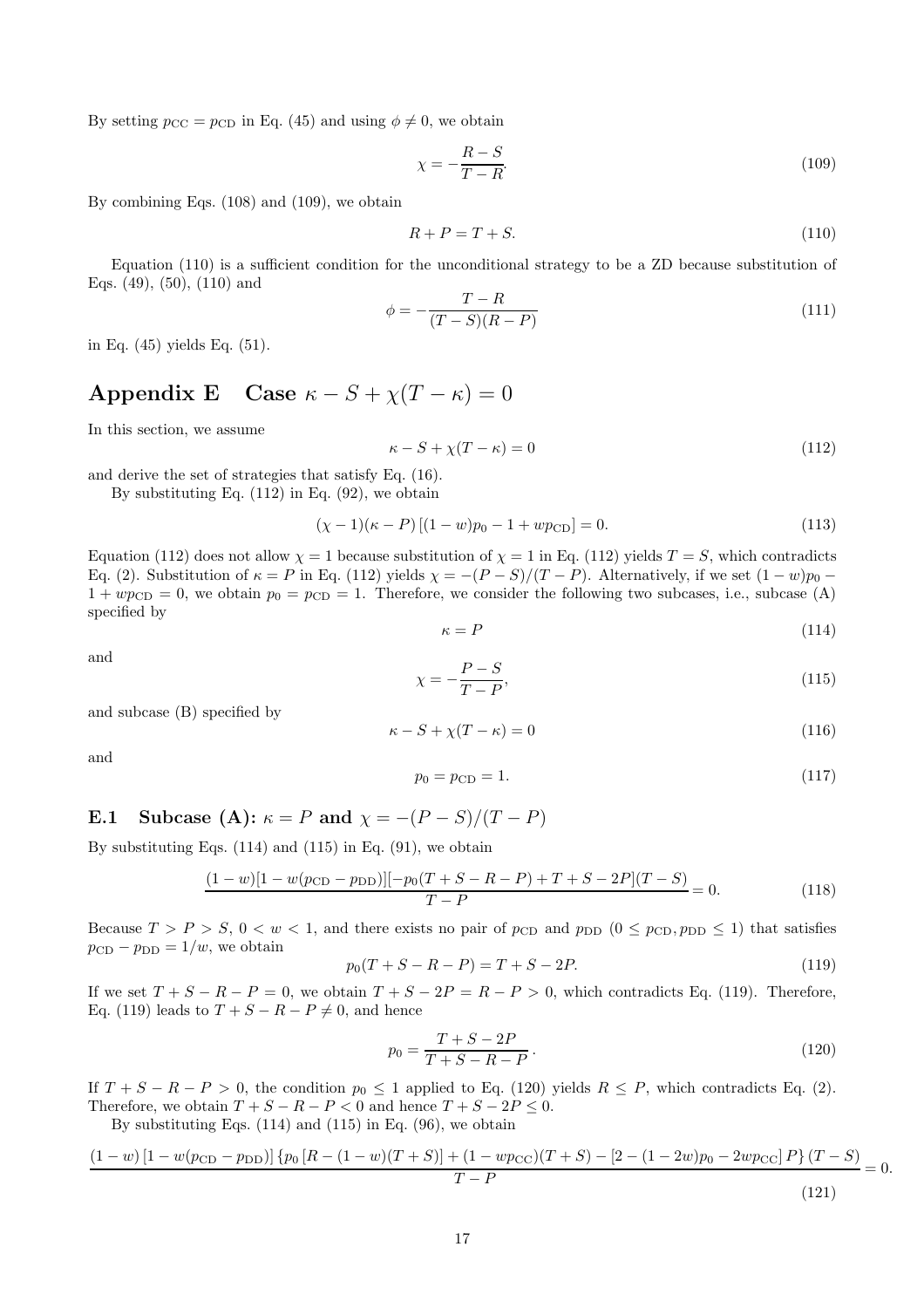By setting $p_{\mathrm{CC}} = p_{\mathrm{CD}}$ in Eq. (45) and using $\phi \neq 0$, we obtain

$$\chi = -\frac{R-S}{T-R}. \tag{109}$$

By combining Eqs. (108) and (109), we obtain

$$R + P = T + S. \tag{110}$$

Equation (110) is a sufficient condition for the unconditional strategy to be a ZD because substitution of Eqs. (49), (50), (110) and

$$\phi = -\frac{T-R}{(T-S)(R-P)} \tag{111}$$

in Eq. (45) yields Eq. (51).

# Appendix E Case $\kappa - S + \chi(T - \kappa) = 0$

In this section, we assume

$$\kappa - S + \chi(T - \kappa) = 0 \tag{112}$$

and derive the set of strategies that satisfy Eq. (16).

By substituting Eq. (112) in Eq. (92), we obtain

$$(\chi - 1)(\kappa - P)\left[(1-w)p_0 - 1 + wp_{\mathrm{CD}}\right] = 0. \tag{113}$$

Equation (112) does not allow $\chi = 1$ because substitution of $\chi = 1$ in Eq. (112) yields $T = S$, which contradicts Eq. (2). Substitution of $\kappa = P$ in Eq. (112) yields $\chi = -(P-S)/(T-P)$. Alternatively, if we set $(1-w)p_0 - 1 + wp_{\mathrm{CD}} = 0$, we obtain $p_0 = p_{\mathrm{CD}} = 1$. Therefore, we consider the following two subcases, i.e., subcase (A) specified by

$$\kappa = P \tag{114}$$

and

$$\chi = -\frac{P-S}{T-P}, \tag{115}$$

and subcase (B) specified by

$$\kappa - S + \chi(T - \kappa) = 0 \tag{116}$$

and

$$p_0 = p_{\mathrm{CD}} = 1. \tag{117}$$

## E.1 Subcase (A): $\kappa = P$ and $\chi = -(P-S)/(T-P)$

By substituting Eqs. (114) and (115) in Eq. (91), we obtain

$$\frac{(1-w)[1 - w(p_{\mathrm{CD}} - p_{\mathrm{DD}})][-p_0(T + S - R - P) + T + S - 2P](T-S)}{T-P} = 0. \tag{118}$$

Because $T > P > S$, $0 < w < 1$, and there exists no pair of $p_{\mathrm{CD}}$ and $p_{\mathrm{DD}}$ ($0 \leq p_{\mathrm{CD}}, p_{\mathrm{DD}} \leq 1$) that satisfies $p_{\mathrm{CD}} - p_{\mathrm{DD}} = 1/w$, we obtain

$$p_0(T + S - R - P) = T + S - 2P. \tag{119}$$

If we set $T + S - R - P = 0$, we obtain $T + S - 2P = R - P > 0$, which contradicts Eq. (119). Therefore, Eq. (119) leads to $T + S - R - P \neq 0$, and hence

$$p_0 = \frac{T + S - 2P}{T + S - R - P}. \tag{120}$$

If $T + S - R - P > 0$, the condition $p_0 \leq 1$ applied to Eq. (120) yields $R \leq P$, which contradicts Eq. (2). Therefore, we obtain $T + S - R - P < 0$ and hence $T + S - 2P \leq 0$.

By substituting Eqs. (114) and (115) in Eq. (96), we obtain

$$\frac{(1-w)\left[1 - w(p_{\mathrm{CD}} - p_{\mathrm{DD}})\right]\left\{p_0\left[R - (1-w)(T+S)\right] + (1 - wp_{\mathrm{CC}})(T+S) - \left[2 - (1-2w)p_0 - 2wp_{\mathrm{CC}}\right]P\right\}(T-S)}{T-P} = 0. \tag{121}$$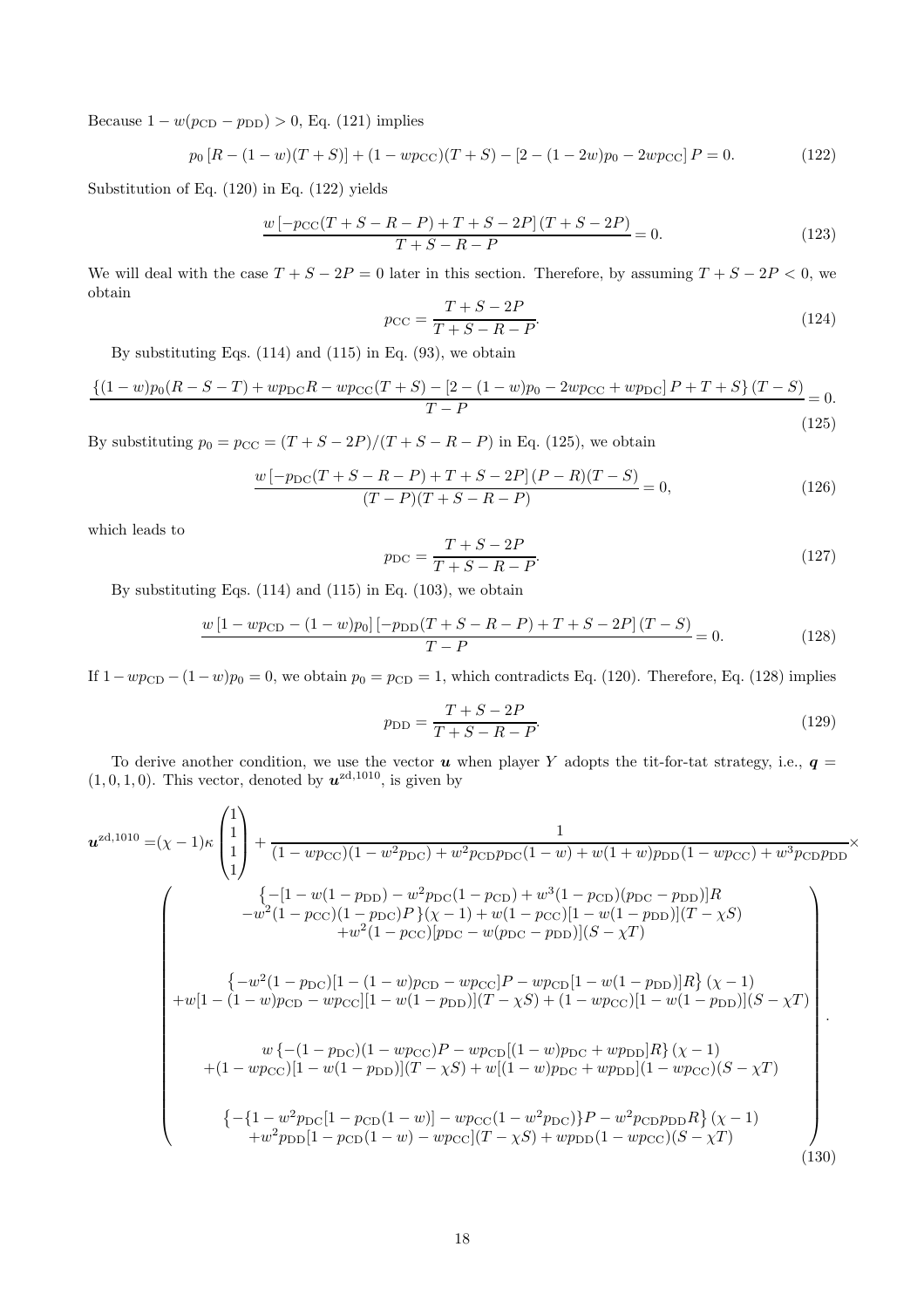Because $1 - w(p_{\rm CD} - p_{\rm DD}) > 0$, Eq. (121) implies

$$p_0 \left[R - (1-w)(T+S)\right] + (1 - wp_{\rm CC})(T+S) - \left[2 - (1-2w)p_0 - 2wp_{\rm CC}\right] P = 0. \tag{122}$$

Substitution of Eq. (120) in Eq. (122) yields

$$\frac{w\left[-p_{\rm CC}(T+S-R-P) + T + S - 2P\right](T+S-2P)}{T+S-R-P} = 0. \tag{123}$$

We will deal with the case $T + S - 2P = 0$ later in this section. Therefore, by assuming $T + S - 2P < 0$, we obtain

$$p_{\rm CC} = \frac{T+S-2P}{T+S-R-P}. \tag{124}$$

By substituting Eqs. (114) and (115) in Eq. (93), we obtain

$$\frac{\left\{(1-w)p_0(R-S-T) + wp_{\rm DC}R - wp_{\rm CC}(T+S) - \left[2 - (1-w)p_0 - 2wp_{\rm CC} + wp_{\rm DC}\right]P + T + S\right\}(T-S)}{T-P} = 0. \tag{125}$$

By substituting $p_0 = p_{\rm CC} = (T+S-2P)/(T+S-R-P)$ in Eq. (125), we obtain

$$\frac{w\left[-p_{\rm DC}(T+S-R-P) + T + S - 2P\right](P-R)(T-S)}{(T-P)(T+S-R-P)} = 0, \tag{126}$$

which leads to

$$p_{\rm DC} = \frac{T+S-2P}{T+S-R-P}. \tag{127}$$

By substituting Eqs. (114) and (115) in Eq. (103), we obtain

$$\frac{w\left[1 - wp_{\rm CD} - (1-w)p_0\right]\left[-p_{\rm DD}(T+S-R-P) + T + S - 2P\right](T-S)}{T-P} = 0. \tag{128}$$

If $1 - wp_{\rm CD} - (1-w)p_0 = 0$, we obtain $p_0 = p_{\rm CD} = 1$, which contradicts Eq. (120). Therefore, Eq. (128) implies

$$p_{\rm DD} = \frac{T+S-2P}{T+S-R-P}. \tag{129}$$

To derive another condition, we use the vector $\boldsymbol{u}$ when player $Y$ adopts the tit-for-tat strategy, i.e., $\boldsymbol{q} = (1, 0, 1, 0)$. This vector, denoted by $\boldsymbol{u}^{\rm zd,1010}$, is given by

$$\boldsymbol{u}^{\rm zd,1010} = (\chi - 1)\kappa \begin{pmatrix} 1 \\ 1 \\ 1 \\ 1 \end{pmatrix} + \frac{1}{(1-wp_{\rm CC})(1-w^2p_{\rm DC}) + w^2p_{\rm CD}p_{\rm DC}(1-w) + w(1+w)p_{\rm DD}(1-wp_{\rm CC}) + w^3p_{\rm CD}p_{\rm DD}} \times$$

$$\begin{pmatrix} \begin{array}{c} \left\{-[1 - w(1-p_{\rm DD}) - w^2p_{\rm DC}(1-p_{\rm CD}) + w^3(1-p_{\rm CD})(p_{\rm DC}-p_{\rm DD})]R \right. \\ \left. -w^2(1-p_{\rm CC})(1-p_{\rm DC})P\right\}(\chi-1) + w(1-p_{\rm CC})[1-w(1-p_{\rm DD})](T-\chi S) \\ +w^2(1-p_{\rm CC})[p_{\rm DC} - w(p_{\rm DC}-p_{\rm DD})](S-\chi T) \end{array} \\ \\ \begin{array}{c} \left\{-w^2(1-p_{\rm DC})[1-(1-w)p_{\rm CD} - wp_{\rm CC}]P - wp_{\rm CD}[1-w(1-p_{\rm DD})]R\right\}(\chi-1) \\ +w[1-(1-w)p_{\rm CD} - wp_{\rm CC}][1-w(1-p_{\rm DD})](T-\chi S) + (1-wp_{\rm CC})[1-w(1-p_{\rm DD})](S-\chi T) \end{array} \\ \\ \begin{array}{c} w\left\{-(1-p_{\rm DC})(1-wp_{\rm CC})P - wp_{\rm CD}[(1-w)p_{\rm DC} + wp_{\rm DD}]R\right\}(\chi-1) \\ +(1-wp_{\rm CC})[1-w(1-p_{\rm DD})](T-\chi S) + w[(1-w)p_{\rm DC} + wp_{\rm DD}](1-wp_{\rm CC})(S-\chi T) \end{array} \\ \\ \begin{array}{c} \left\{-\{1 - w^2p_{\rm DC}[1-p_{\rm CD}(1-w)] - wp_{\rm CC}(1-w^2p_{\rm DC})\}P - w^2p_{\rm CD}p_{\rm DD}R\right\}(\chi-1) \\ +w^2p_{\rm DD}[1-p_{\rm CD}(1-w) - wp_{\rm CC}](T-\chi S) + wp_{\rm DD}(1-wp_{\rm CC})(S-\chi T) \end{array} \end{pmatrix}. \tag{130}$$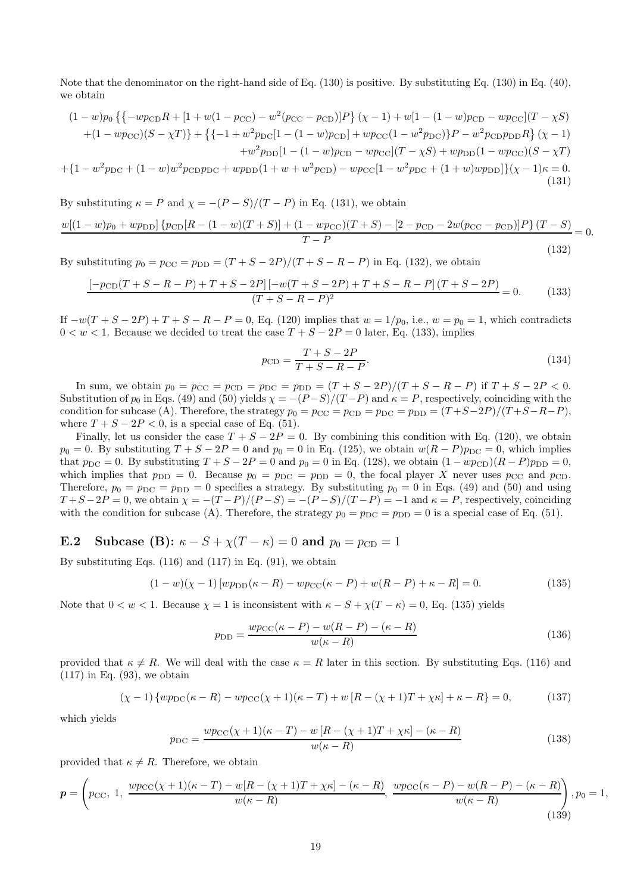Note that the denominator on the right-hand side of Eq. (130) is positive. By substituting Eq. (130) in Eq. (40), we obtain

$$
\begin{aligned}
(1-w)p_0 \{ & \{-wp_{\rm CD}R + [1+w(1-p_{\rm CC}) - w^2(p_{\rm CC}-p_{\rm CD})]P\}(\chi-1) + w[1-(1-w)p_{\rm CD} - wp_{\rm CC}](T-\chi S) \\
& +(1-wp_{\rm CC})(S-\chi T)\} + \{\{-1+w^2 p_{\rm DC}[1-(1-w)p_{\rm CD}] + wp_{\rm CC}(1-w^2 p_{\rm DC})\}P - w^2 p_{\rm CD}p_{\rm DD}R\}(\chi-1) \\
& + w^2 p_{\rm DD}[1-(1-w)p_{\rm CD} - wp_{\rm CC}](T-\chi S) + wp_{\rm DD}(1-wp_{\rm CC})(S-\chi T) \\
+\{1 & - w^2 p_{\rm DC} + (1-w)w^2 p_{\rm CD}p_{\rm DC} + wp_{\rm DD}(1+w+w^2 p_{\rm CD}) - wp_{\rm CC}[1-w^2 p_{\rm DC} + (1+w)wp_{\rm DD}]\}(\chi-1)\kappa = 0.
\end{aligned}
\tag{131}
$$

By substituting $\kappa = P$ and $\chi = -(P-S)/(T-P)$ in Eq. (131), we obtain

$$
\frac{w[(1-w)p_0 + wp_{\rm DD}]\{p_{\rm CD}[R-(1-w)(T+S)] + (1-wp_{\rm CC})(T+S) - [2-p_{\rm CD} - 2w(p_{\rm CC}-p_{\rm CD})]P\}(T-S)}{T-P} = 0.
\tag{132}
$$

By substituting $p_0 = p_{\rm CC} = p_{\rm DD} = (T+S-2P)/(T+S-R-P)$ in Eq. (132), we obtain

$$
\frac{[-p_{\rm CD}(T+S-R-P) + T+S-2P]\,[-w(T+S-2P) + T+S-R-P]\,(T+S-2P)}{(T+S-R-P)^2} = 0.
\tag{133}
$$

If $-w(T+S-2P)+T+S-R-P = 0$, Eq. (120) implies that $w = 1/p_0$, i.e., $w = p_0 = 1$, which contradicts $0 < w < 1$. Because we decided to treat the case $T+S-2P = 0$ later, Eq. (133), implies

$$
p_{\rm CD} = \frac{T+S-2P}{T+S-R-P}.
\tag{134}
$$

In sum, we obtain $p_0 = p_{\rm CC} = p_{\rm CD} = p_{\rm DC} = p_{\rm DD} = (T+S-2P)/(T+S-R-P)$ if $T+S-2P < 0$. Substitution of $p_0$ in Eqs. (49) and (50) yields $\chi = -(P-S)/(T-P)$ and $\kappa = P$, respectively, coinciding with the condition for subcase (A). Therefore, the strategy $p_0 = p_{\rm CC} = p_{\rm CD} = p_{\rm DC} = p_{\rm DD} = (T+S-2P)/(T+S-R-P)$, where $T+S-2P < 0$, is a special case of Eq. (51).

Finally, let us consider the case $T+S-2P = 0$. By combining this condition with Eq. (120), we obtain $p_0 = 0$. By substituting $T+S-2P = 0$ and $p_0 = 0$ in Eq. (125), we obtain $w(R-P)p_{\rm DC} = 0$, which implies that $p_{\rm DC} = 0$. By substituting $T+S-2P = 0$ and $p_0 = 0$ in Eq. (128), we obtain $(1-wp_{\rm CD})(R-P)p_{\rm DD} = 0$, which implies that $p_{\rm DD} = 0$. Because $p_0 = p_{\rm DC} = p_{\rm DD} = 0$, the focal player $X$ never uses $p_{\rm CC}$ and $p_{\rm CD}$. Therefore, $p_0 = p_{\rm DC} = p_{\rm DD} = 0$ specifies a strategy. By substituting $p_0 = 0$ in Eqs. (49) and (50) and using $T+S-2P = 0$, we obtain $\chi = -(T-P)/(P-S) = -(P-S)/(T-P) = -1$ and $\kappa = P$, respectively, coinciding with the condition for subcase (A). Therefore, the strategy $p_0 = p_{\rm DC} = p_{\rm DD} = 0$ is a special case of Eq. (51).

### E.2 Subcase (B): $\kappa - S + \chi(T-\kappa) = 0$ and $p_0 = p_{\rm CD} = 1$

By substituting Eqs. (116) and (117) in Eq. (91), we obtain

$$
(1-w)(\chi-1)\,[wp_{\rm DD}(\kappa-R) - wp_{\rm CC}(\kappa-P) + w(R-P) + \kappa - R] = 0.
\tag{135}
$$

Note that $0 < w < 1$. Because $\chi = 1$ is inconsistent with $\kappa - S + \chi(T-\kappa) = 0$, Eq. (135) yields

$$
p_{\rm DD} = \frac{wp_{\rm CC}(\kappa-P) - w(R-P) - (\kappa-R)}{w(\kappa-R)}
\tag{136}
$$

provided that $\kappa \neq R$. We will deal with the case $\kappa = R$ later in this section. By substituting Eqs. (116) and (117) in Eq. (93), we obtain

$$
(\chi-1)\{wp_{\rm DC}(\kappa-R) - wp_{\rm CC}(\chi+1)(\kappa-T) + w[R-(\chi+1)T + \chi\kappa] + \kappa - R\} = 0,
\tag{137}
$$

which yields

$$
p_{\rm DC} = \frac{wp_{\rm CC}(\chi+1)(\kappa-T) - w[R-(\chi+1)T+\chi\kappa] - (\kappa-R)}{w(\kappa-R)}
\tag{138}
$$

provided that $\kappa \neq R$. Therefore, we obtain

$$
\boldsymbol{p} = \left(p_{\rm CC},\ 1,\ \frac{wp_{\rm CC}(\chi+1)(\kappa-T) - w[R-(\chi+1)T+\chi\kappa] - (\kappa-R)}{w(\kappa-R)},\ \frac{wp_{\rm CC}(\kappa-P) - w(R-P) - (\kappa-R)}{w(\kappa-R)}\right), p_0 = 1,
\tag{139}
$$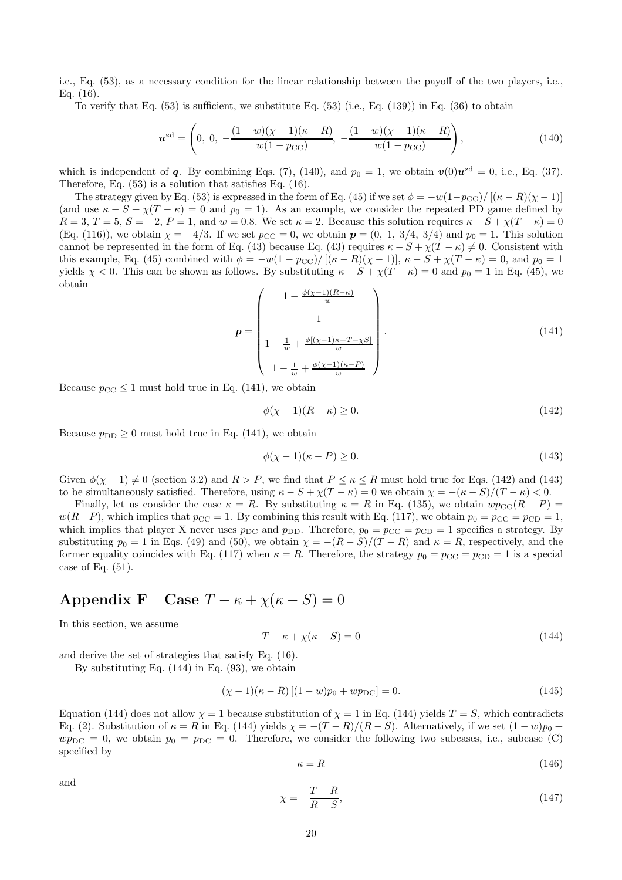i.e., Eq. (53), as a necessary condition for the linear relationship between the payoff of the two players, i.e., Eq. (16).

To verify that Eq. (53) is sufficient, we substitute Eq. (53) (i.e., Eq. (139)) in Eq. (36) to obtain

$$\boldsymbol{u}^{\rm zd} = \left(0,\ 0,\ -\frac{(1-w)(\chi-1)(\kappa-R)}{w(1-p_{\rm CC})},\ -\frac{(1-w)(\chi-1)(\kappa-R)}{w(1-p_{\rm CC})}\right), \tag{140}$$

which is independent of $\boldsymbol{q}$. By combining Eqs. (7), (140), and $p_0 = 1$, we obtain $\boldsymbol{v}(0)\boldsymbol{u}^{\rm zd} = 0$, i.e., Eq. (37). Therefore, Eq. (53) is a solution that satisfies Eq. (16).

The strategy given by Eq. (53) is expressed in the form of Eq. (45) if we set $\phi = -w(1-p_{\rm CC})/\left[(\kappa-R)(\chi-1)\right]$ (and use $\kappa - S + \chi(T-\kappa) = 0$ and $p_0 = 1$). As an example, we consider the repeated PD game defined by $R = 3$, $T = 5$, $S = -2$, $P = 1$, and $w = 0.8$. We set $\kappa = 2$. Because this solution requires $\kappa - S + \chi(T-\kappa) = 0$ (Eq. (116)), we obtain $\chi = -4/3$. If we set $p_{\rm CC} = 0$, we obtain $\boldsymbol{p} = (0,\ 1,\ 3/4,\ 3/4)$ and $p_0 = 1$. This solution cannot be represented in the form of Eq. (43) because Eq. (43) requires $\kappa - S + \chi(T-\kappa) \neq 0$. Consistent with this example, Eq. (45) combined with $\phi = -w(1-p_{\rm CC})/\left[(\kappa-R)(\chi-1)\right]$, $\kappa - S + \chi(T-\kappa) = 0$, and $p_0 = 1$ yields $\chi < 0$. This can be shown as follows. By substituting $\kappa - S + \chi(T-\kappa) = 0$ and $p_0 = 1$ in Eq. (45), we obtain

$$\boldsymbol{p} = \begin{pmatrix} 1 - \frac{\phi(\chi-1)(R-\kappa)}{w} \\ 1 \\ 1 - \frac{1}{w} + \frac{\phi[(\chi-1)\kappa + T - \chi S]}{w} \\ 1 - \frac{1}{w} + \frac{\phi(\chi-1)(\kappa-P)}{w} \end{pmatrix}. \tag{141}$$

Because $p_{\rm CC} \leq 1$ must hold true in Eq. (141), we obtain

$$\phi(\chi-1)(R-\kappa) \geq 0. \tag{142}$$

Because $p_{\rm DD} \geq 0$ must hold true in Eq. (141), we obtain

$$\phi(\chi-1)(\kappa-P) \geq 0. \tag{143}$$

Given $\phi(\chi-1) \neq 0$ (section 3.2) and $R > P$, we find that $P \leq \kappa \leq R$ must hold true for Eqs. (142) and (143) to be simultaneously satisfied. Therefore, using $\kappa - S + \chi(T-\kappa) = 0$ we obtain $\chi = -(\kappa-S)/(T-\kappa) < 0$.

Finally, let us consider the case $\kappa = R$. By substituting $\kappa = R$ in Eq. (135), we obtain $wp_{\rm CC}(R-P) = w(R-P)$, which implies that $p_{\rm CC} = 1$. By combining this result with Eq. (117), we obtain $p_0 = p_{\rm CC} = p_{\rm CD} = 1$, which implies that player X never uses $p_{\rm DC}$ and $p_{\rm DD}$. Therefore, $p_0 = p_{\rm CC} = p_{\rm CD} = 1$ specifies a strategy. By substituting $p_0 = 1$ in Eqs. (49) and (50), we obtain $\chi = -(R-S)/(T-R)$ and $\kappa = R$, respectively, and the former equality coincides with Eq. (117) when $\kappa = R$. Therefore, the strategy $p_0 = p_{\rm CC} = p_{\rm CD} = 1$ is a special case of Eq. (51).

# Appendix F Case $T - \kappa + \chi(\kappa - S) = 0$

In this section, we assume

$$T - \kappa + \chi(\kappa - S) = 0 \tag{144}$$

and derive the set of strategies that satisfy Eq. (16).

By substituting Eq. (144) in Eq. (93), we obtain

$$(\chi-1)(\kappa-R)\left[(1-w)p_0 + wp_{\rm DC}\right] = 0. \tag{145}$$

Equation (144) does not allow $\chi = 1$ because substitution of $\chi = 1$ in Eq. (144) yields $T = S$, which contradicts Eq. (2). Substitution of $\kappa = R$ in Eq. (144) yields $\chi = -(T-R)/(R-S)$. Alternatively, if we set $(1-w)p_0 + wp_{\rm DC} = 0$, we obtain $p_0 = p_{\rm DC} = 0$. Therefore, we consider the following two subcases, i.e., subcase (C) specified by

$$\kappa = R \tag{146}$$

and

$$\chi = -\frac{T-R}{R-S}, \tag{147}$$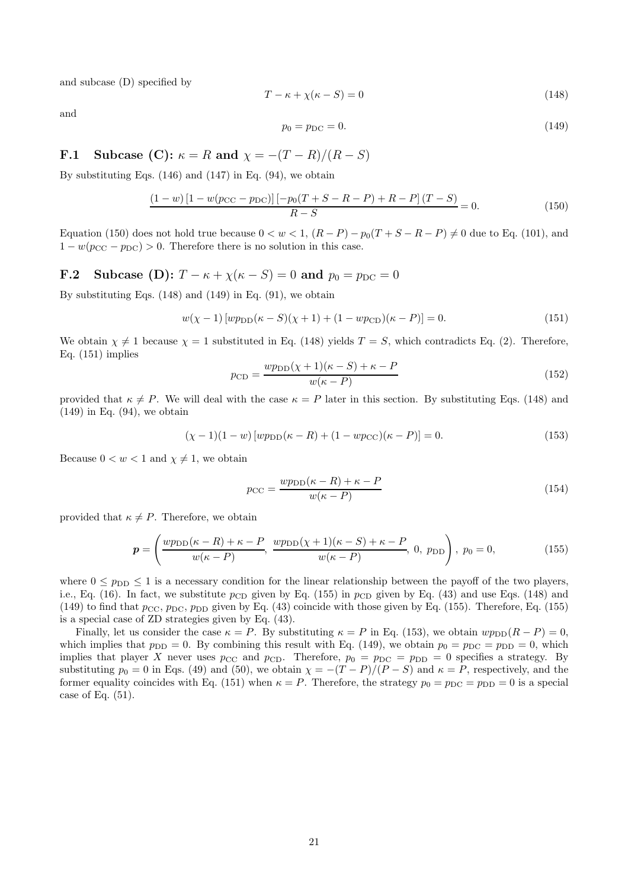and subcase (D) specified by

$$T - \kappa + \chi(\kappa - S) = 0 \tag{148}$$

and

$$p_0 = p_{\rm DC} = 0. \tag{149}$$

## F.1 Subcase (C): $\kappa = R$ and $\chi = -(T-R)/(R-S)$

By substituting Eqs. (146) and (147) in Eq. (94), we obtain

$$\frac{(1-w)\left[1 - w(p_{\rm CC} - p_{\rm DC})\right]\left[-p_0(T+S-R-P) + R - P\right](T-S)}{R-S} = 0. \tag{150}$$

Equation (150) does not hold true because $0 < w < 1$, $(R-P) - p_0(T+S-R-P) \neq 0$ due to Eq. (101), and $1 - w(p_{\rm CC} - p_{\rm DC}) > 0$. Therefore there is no solution in this case.

## F.2 Subcase (D): $T - \kappa + \chi(\kappa - S) = 0$ and $p_0 = p_{\rm DC} = 0$

By substituting Eqs. (148) and (149) in Eq. (91), we obtain

$$w(\chi - 1)\left[wp_{\rm DD}(\kappa - S)(\chi + 1) + (1 - wp_{\rm CD})(\kappa - P)\right] = 0. \tag{151}$$

We obtain $\chi \neq 1$ because $\chi = 1$ substituted in Eq. (148) yields $T = S$, which contradicts Eq. (2). Therefore, Eq. (151) implies

$$p_{\rm CD} = \frac{wp_{\rm DD}(\chi+1)(\kappa - S) + \kappa - P}{w(\kappa - P)} \tag{152}$$

provided that $\kappa \neq P$. We will deal with the case $\kappa = P$ later in this section. By substituting Eqs. (148) and (149) in Eq. (94), we obtain

$$(\chi - 1)(1-w)\left[wp_{\rm DD}(\kappa - R) + (1 - wp_{\rm CC})(\kappa - P)\right] = 0. \tag{153}$$

Because $0 < w < 1$ and $\chi \neq 1$, we obtain

$$p_{\rm CC} = \frac{wp_{\rm DD}(\kappa - R) + \kappa - P}{w(\kappa - P)} \tag{154}$$

provided that $\kappa \neq P$. Therefore, we obtain

$$\boldsymbol{p} = \left(\frac{wp_{\rm DD}(\kappa - R) + \kappa - P}{w(\kappa - P)},\ \frac{wp_{\rm DD}(\chi+1)(\kappa - S) + \kappa - P}{w(\kappa - P)},\ 0,\ p_{\rm DD}\right),\ p_0 = 0, \tag{155}$$

where $0 \leq p_{\rm DD} \leq 1$ is a necessary condition for the linear relationship between the payoff of the two players, i.e., Eq. (16). In fact, we substitute $p_{\rm CD}$ given by Eq. (155) in $p_{\rm CD}$ given by Eq. (43) and use Eqs. (148) and (149) to find that $p_{\rm CC}$, $p_{\rm DC}$, $p_{\rm DD}$ given by Eq. (43) coincide with those given by Eq. (155). Therefore, Eq. (155) is a special case of ZD strategies given by Eq. (43).

Finally, let us consider the case $\kappa = P$. By substituting $\kappa = P$ in Eq. (153), we obtain $wp_{\rm DD}(R - P) = 0$, which implies that $p_{\rm DD} = 0$. By combining this result with Eq. (149), we obtain $p_0 = p_{\rm DC} = p_{\rm DD} = 0$, which implies that player $X$ never uses $p_{\rm CC}$ and $p_{\rm CD}$. Therefore, $p_0 = p_{\rm DC} = p_{\rm DD} = 0$ specifies a strategy. By substituting $p_0 = 0$ in Eqs. (49) and (50), we obtain $\chi = -(T-P)/(P-S)$ and $\kappa = P$, respectively, and the former equality coincides with Eq. (151) when $\kappa = P$. Therefore, the strategy $p_0 = p_{\rm DC} = p_{\rm DD} = 0$ is a special case of Eq. (51).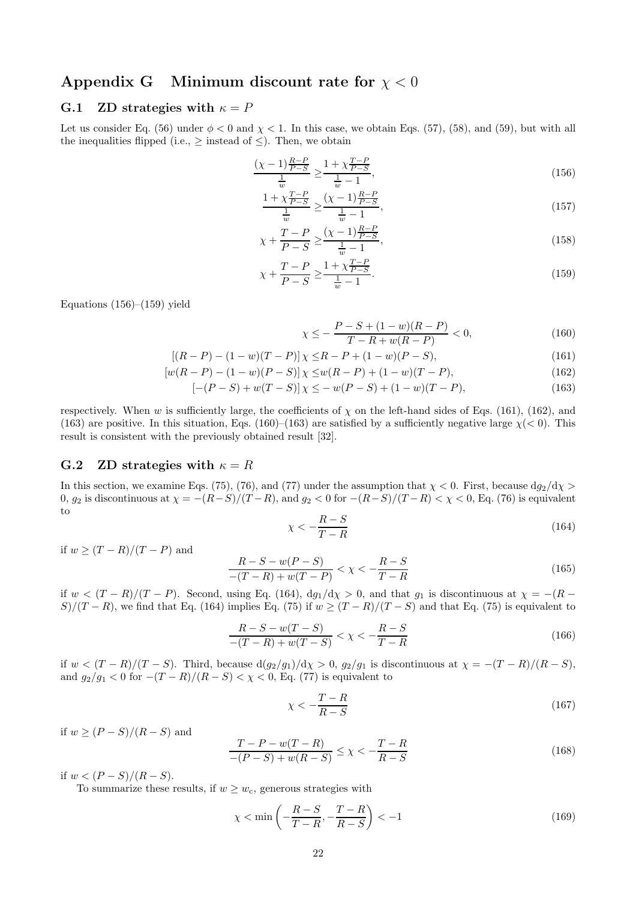# Appendix G Minimum discount rate for $\chi < 0$

## G.1 ZD strategies with $\kappa = P$

Let us consider Eq. (56) under $\phi < 0$ and $\chi < 1$. In this case, we obtain Eqs. (57), (58), and (59), but with all the inequalities flipped (i.e., $\geq$ instead of $\leq$). Then, we obtain

$$\frac{(\chi-1)\frac{R-P}{P-S}}{\frac{1}{w}} \geq \frac{1+\chi\frac{T-P}{P-S}}{\frac{1}{w}-1}, \tag{156}$$

$$\frac{1+\chi\frac{T-P}{P-S}}{\frac{1}{w}} \geq \frac{(\chi-1)\frac{R-P}{P-S}}{\frac{1}{w}-1}, \tag{157}$$

$$\chi + \frac{T-P}{P-S} \geq \frac{(\chi-1)\frac{R-P}{P-S}}{\frac{1}{w}-1}, \tag{158}$$

$$\chi + \frac{T-P}{P-S} \geq \frac{1+\chi\frac{T-P}{P-S}}{\frac{1}{w}-1}. \tag{159}$$

Equations (156)–(159) yield

$$\chi \leq -\frac{P-S+(1-w)(R-P)}{T-R+w(R-P)} < 0, \tag{160}$$

$$[(R-P)-(1-w)(T-P)]\,\chi \leq R-P+(1-w)(P-S), \tag{161}$$

$$[w(R-P)-(1-w)(P-S)]\,\chi \leq w(R-P)+(1-w)(T-P), \tag{162}$$

$$[-(P-S)+w(T-S)]\,\chi \leq -w(P-S)+(1-w)(T-P), \tag{163}$$

respectively. When $w$ is sufficiently large, the coefficients of $\chi$ on the left-hand sides of Eqs. (161), (162), and (163) are positive. In this situation, Eqs. (160)–(163) are satisfied by a sufficiently negative large $\chi (< 0)$. This result is consistent with the previously obtained result [32].

## G.2 ZD strategies with $\kappa = R$

In this section, we examine Eqs. (75), (76), and (77) under the assumption that $\chi < 0$. First, because $\mathrm{d}g_2/\mathrm{d}\chi > 0$, $g_2$ is discontinuous at $\chi = -(R-S)/(T-R)$, and $g_2 < 0$ for $-(R-S)/(T-R) < \chi < 0$, Eq. (76) is equivalent to

$$\chi < -\frac{R-S}{T-R} \tag{164}$$

if $w \geq (T-R)/(T-P)$ and

$$\frac{R-S-w(P-S)}{-(T-R)+w(T-P)} < \chi < -\frac{R-S}{T-R} \tag{165}$$

if $w < (T-R)/(T-P)$. Second, using Eq. (164), $\mathrm{d}g_1/\mathrm{d}\chi > 0$, and that $g_1$ is discontinuous at $\chi = -(R-S)/(T-R)$, we find that Eq. (164) implies Eq. (75) if $w \geq (T-R)/(T-S)$ and that Eq. (75) is equivalent to

$$\frac{R-S-w(T-S)}{-(T-R)+w(T-S)} < \chi < -\frac{R-S}{T-R} \tag{166}$$

if $w < (T-R)/(T-S)$. Third, because $\mathrm{d}(g_2/g_1)/\mathrm{d}\chi > 0$, $g_2/g_1$ is discontinuous at $\chi = -(T-R)/(R-S)$, and $g_2/g_1 < 0$ for $-(T-R)/(R-S) < \chi < 0$, Eq. (77) is equivalent to

$$\chi < -\frac{T-R}{R-S} \tag{167}$$

if $w \geq (P-S)/(R-S)$ and

$$\frac{T-P-w(T-R)}{-(P-S)+w(R-S)} \leq \chi < -\frac{T-R}{R-S} \tag{168}$$

if $w < (P-S)/(R-S)$.

To summarize these results, if $w \geq w_c$, generous strategies with

$$\chi < \min\left(-\frac{R-S}{T-R}, -\frac{T-R}{R-S}\right) < -1 \tag{169}$$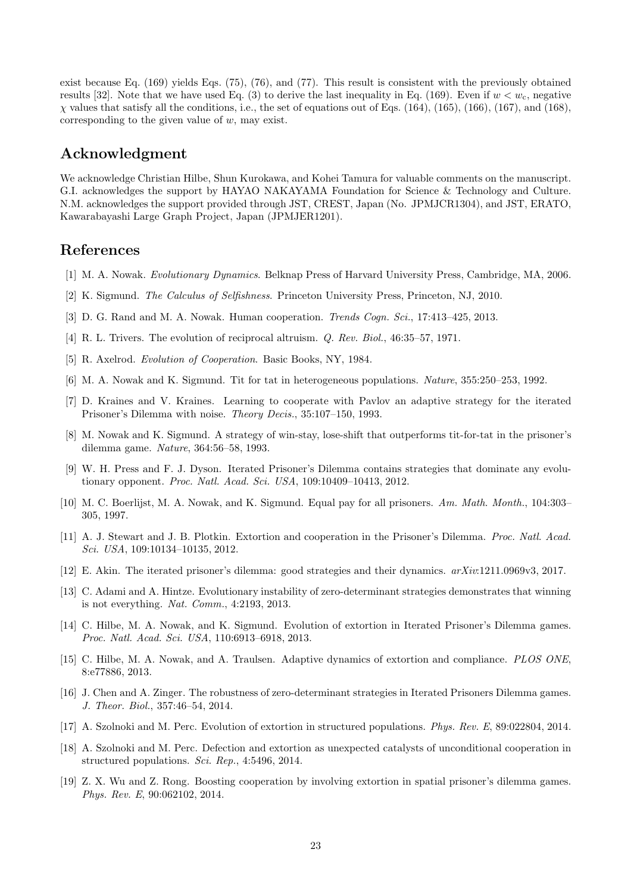exist because Eq. (169) yields Eqs. (75), (76), and (77). This result is consistent with the previously obtained results [32]. Note that we have used Eq. (3) to derive the last inequality in Eq. (169). Even if $w < w_c$, negative $\chi$ values that satisfy all the conditions, i.e., the set of equations out of Eqs. (164), (165), (166), (167), and (168), corresponding to the given value of $w$, may exist.

## Acknowledgment

We acknowledge Christian Hilbe, Shun Kurokawa, and Kohei Tamura for valuable comments on the manuscript. G.I. acknowledges the support by HAYAO NAKAYAMA Foundation for Science & Technology and Culture. N.M. acknowledges the support provided through JST, CREST, Japan (No. JPMJCR1304), and JST, ERATO, Kawarabayashi Large Graph Project, Japan (JPMJER1201).

## References

[1] M. A. Nowak. *Evolutionary Dynamics*. Belknap Press of Harvard University Press, Cambridge, MA, 2006.

[2] K. Sigmund. *The Calculus of Selfishness*. Princeton University Press, Princeton, NJ, 2010.

[3] D. G. Rand and M. A. Nowak. Human cooperation. *Trends Cogn. Sci.*, 17:413–425, 2013.

[4] R. L. Trivers. The evolution of reciprocal altruism. *Q. Rev. Biol.*, 46:35–57, 1971.

[5] R. Axelrod. *Evolution of Cooperation*. Basic Books, NY, 1984.

[6] M. A. Nowak and K. Sigmund. Tit for tat in heterogeneous populations. *Nature*, 355:250–253, 1992.

[7] D. Kraines and V. Kraines. Learning to cooperate with Pavlov an adaptive strategy for the iterated Prisoner's Dilemma with noise. *Theory Decis.*, 35:107–150, 1993.

[8] M. Nowak and K. Sigmund. A strategy of win-stay, lose-shift that outperforms tit-for-tat in the prisoner's dilemma game. *Nature*, 364:56–58, 1993.

[9] W. H. Press and F. J. Dyson. Iterated Prisoner's Dilemma contains strategies that dominate any evolutionary opponent. *Proc. Natl. Acad. Sci. USA*, 109:10409–10413, 2012.

[10] M. C. Boerlijst, M. A. Nowak, and K. Sigmund. Equal pay for all prisoners. *Am. Math. Month.*, 104:303–305, 1997.

[11] A. J. Stewart and J. B. Plotkin. Extortion and cooperation in the Prisoner's Dilemma. *Proc. Natl. Acad. Sci. USA*, 109:10134–10135, 2012.

[12] E. Akin. The iterated prisoner's dilemma: good strategies and their dynamics. *arXiv*:1211.0969v3, 2017.

[13] C. Adami and A. Hintze. Evolutionary instability of zero-determinant strategies demonstrates that winning is not everything. *Nat. Comm.*, 4:2193, 2013.

[14] C. Hilbe, M. A. Nowak, and K. Sigmund. Evolution of extortion in Iterated Prisoner's Dilemma games. *Proc. Natl. Acad. Sci. USA*, 110:6913–6918, 2013.

[15] C. Hilbe, M. A. Nowak, and A. Traulsen. Adaptive dynamics of extortion and compliance. *PLOS ONE*, 8:e77886, 2013.

[16] J. Chen and A. Zinger. The robustness of zero-determinant strategies in Iterated Prisoners Dilemma games. *J. Theor. Biol.*, 357:46–54, 2014.

[17] A. Szolnoki and M. Perc. Evolution of extortion in structured populations. *Phys. Rev. E*, 89:022804, 2014.

[18] A. Szolnoki and M. Perc. Defection and extortion as unexpected catalysts of unconditional cooperation in structured populations. *Sci. Rep.*, 4:5496, 2014.

[19] Z. X. Wu and Z. Rong. Boosting cooperation by involving extortion in spatial prisoner's dilemma games. *Phys. Rev. E*, 90:062102, 2014.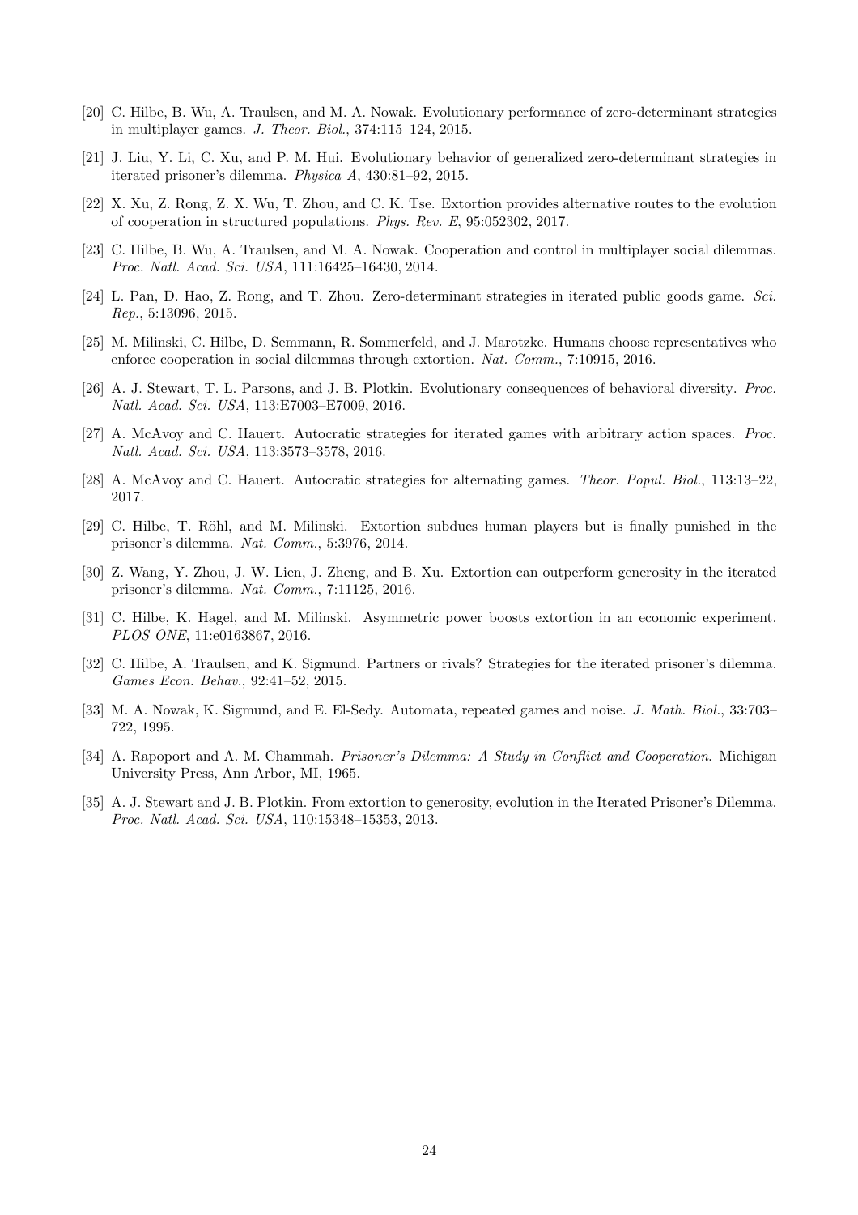[20] C. Hilbe, B. Wu, A. Traulsen, and M. A. Nowak. Evolutionary performance of zero-determinant strategies in multiplayer games. *J. Theor. Biol.*, 374:115–124, 2015.

[21] J. Liu, Y. Li, C. Xu, and P. M. Hui. Evolutionary behavior of generalized zero-determinant strategies in iterated prisoner's dilemma. *Physica A*, 430:81–92, 2015.

[22] X. Xu, Z. Rong, Z. X. Wu, T. Zhou, and C. K. Tse. Extortion provides alternative routes to the evolution of cooperation in structured populations. *Phys. Rev. E*, 95:052302, 2017.

[23] C. Hilbe, B. Wu, A. Traulsen, and M. A. Nowak. Cooperation and control in multiplayer social dilemmas. *Proc. Natl. Acad. Sci. USA*, 111:16425–16430, 2014.

[24] L. Pan, D. Hao, Z. Rong, and T. Zhou. Zero-determinant strategies in iterated public goods game. *Sci. Rep.*, 5:13096, 2015.

[25] M. Milinski, C. Hilbe, D. Semmann, R. Sommerfeld, and J. Marotzke. Humans choose representatives who enforce cooperation in social dilemmas through extortion. *Nat. Comm.*, 7:10915, 2016.

[26] A. J. Stewart, T. L. Parsons, and J. B. Plotkin. Evolutionary consequences of behavioral diversity. *Proc. Natl. Acad. Sci. USA*, 113:E7003–E7009, 2016.

[27] A. McAvoy and C. Hauert. Autocratic strategies for iterated games with arbitrary action spaces. *Proc. Natl. Acad. Sci. USA*, 113:3573–3578, 2016.

[28] A. McAvoy and C. Hauert. Autocratic strategies for alternating games. *Theor. Popul. Biol.*, 113:13–22, 2017.

[29] C. Hilbe, T. Röhl, and M. Milinski. Extortion subdues human players but is finally punished in the prisoner's dilemma. *Nat. Comm.*, 5:3976, 2014.

[30] Z. Wang, Y. Zhou, J. W. Lien, J. Zheng, and B. Xu. Extortion can outperform generosity in the iterated prisoner's dilemma. *Nat. Comm.*, 7:11125, 2016.

[31] C. Hilbe, K. Hagel, and M. Milinski. Asymmetric power boosts extortion in an economic experiment. *PLOS ONE*, 11:e0163867, 2016.

[32] C. Hilbe, A. Traulsen, and K. Sigmund. Partners or rivals? Strategies for the iterated prisoner's dilemma. *Games Econ. Behav.*, 92:41–52, 2015.

[33] M. A. Nowak, K. Sigmund, and E. El-Sedy. Automata, repeated games and noise. *J. Math. Biol.*, 33:703–722, 1995.

[34] A. Rapoport and A. M. Chammah. *Prisoner's Dilemma: A Study in Conflict and Cooperation*. Michigan University Press, Ann Arbor, MI, 1965.

[35] A. J. Stewart and J. B. Plotkin. From extortion to generosity, evolution in the Iterated Prisoner's Dilemma. *Proc. Natl. Acad. Sci. USA*, 110:15348–15353, 2013.